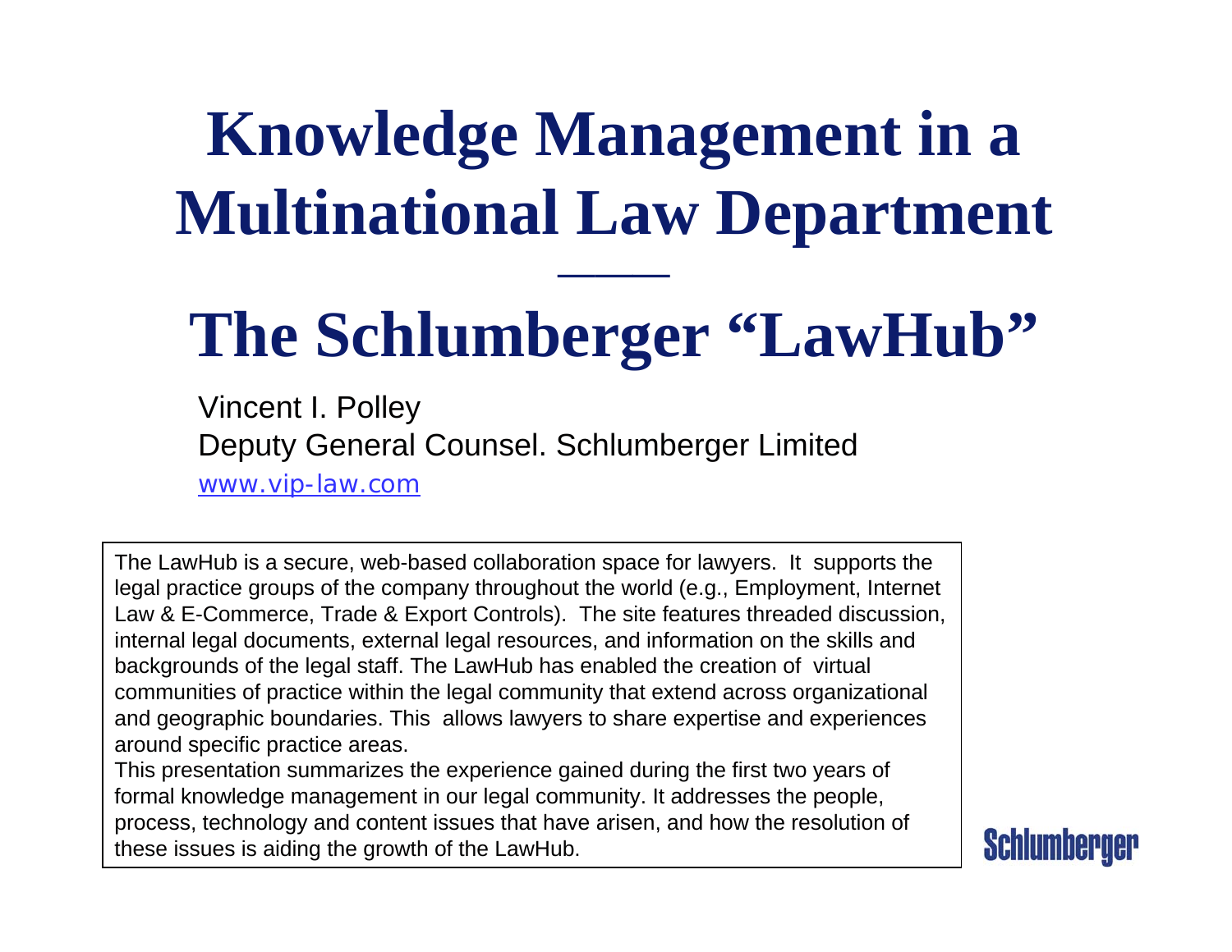# Knowledge Management in a Multinational Law Department

# The Schlumberger "LawHub"

Vincent I. Polley
Deputy General Counsel. Schlumberger Limited
www.vip-law.com

The LawHub is a secure, web-based collaboration space for lawyers. It supports the legal practice groups of the company throughout the world (e.g., Employment, Internet Law & E-Commerce, Trade & Export Controls). The site features threaded discussion, internal legal documents, external legal resources, and information on the skills and backgrounds of the legal staff. The LawHub has enabled the creation of virtual communities of practice within the legal community that extend across organizational and geographic boundaries. This allows lawyers to share expertise and experiences around specific practice areas.
This presentation summarizes the experience gained during the first two years of formal knowledge management in our legal community. It addresses the people, process, technology and content issues that have arisen, and how the resolution of these issues is aiding the growth of the LawHub.

Schlumberger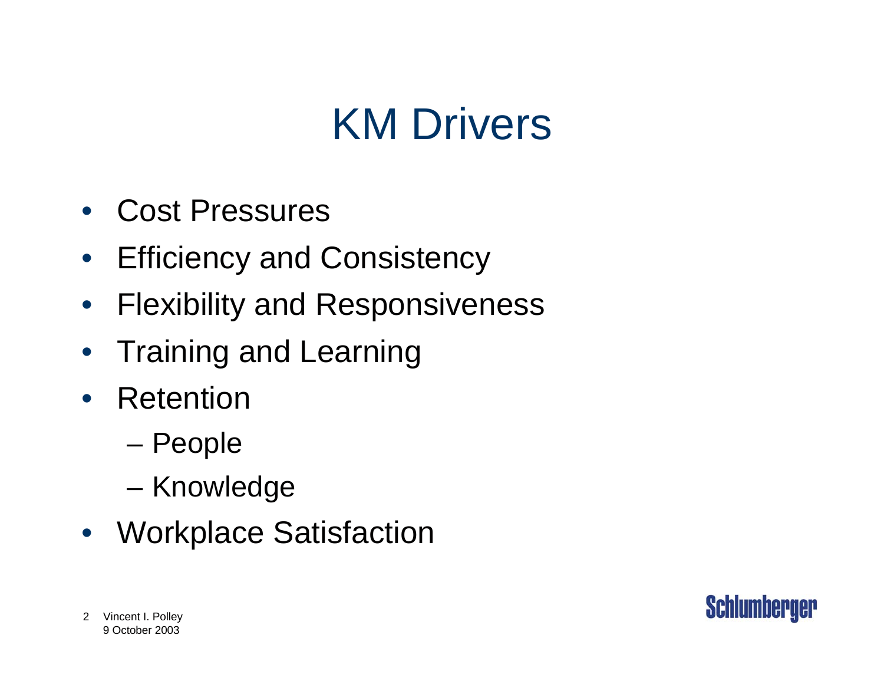# KM Drivers

- Cost Pressures
- Efficiency and Consistency
- Flexibility and Responsiveness
- Training and Learning
- Retention
  - People
  - Knowledge
- Workplace Satisfaction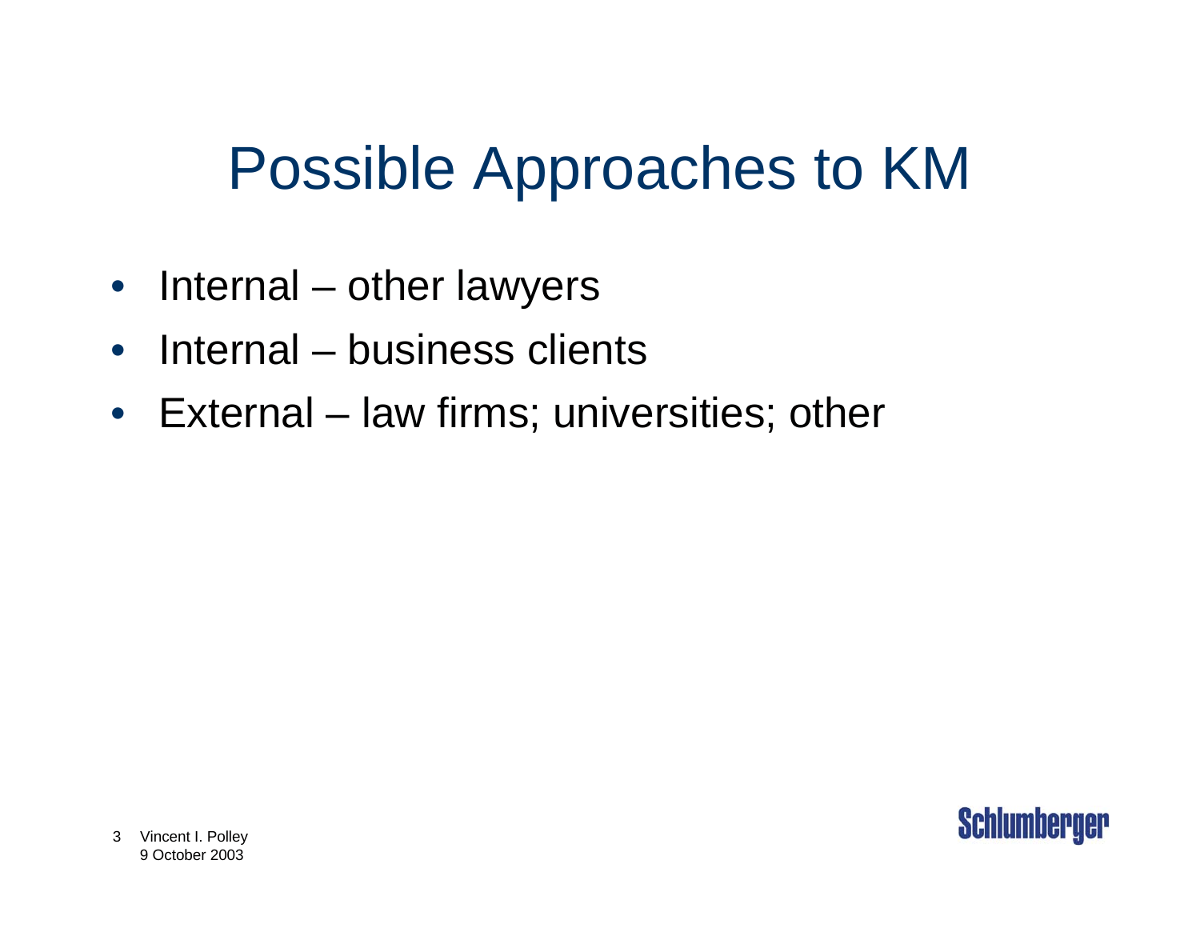# Possible Approaches to KM

- Internal – other lawyers
- Internal – business clients
- External – law firms; universities; other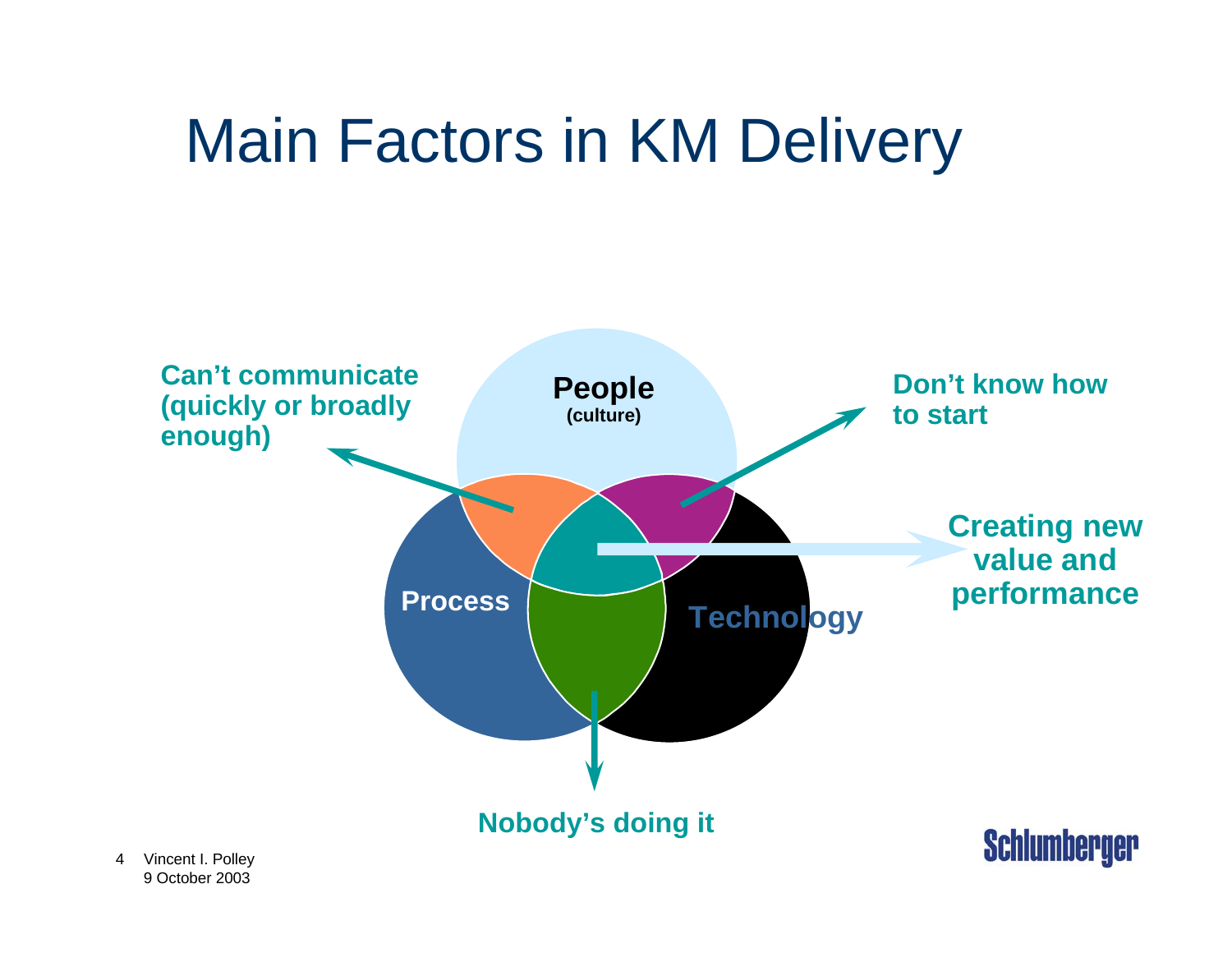# Main Factors in KM Delivery

People
(culture)

Process

Technology

Can't communicate (quickly or broadly enough)

Don't know how to start

Creating new value and performance

Nobody's doing it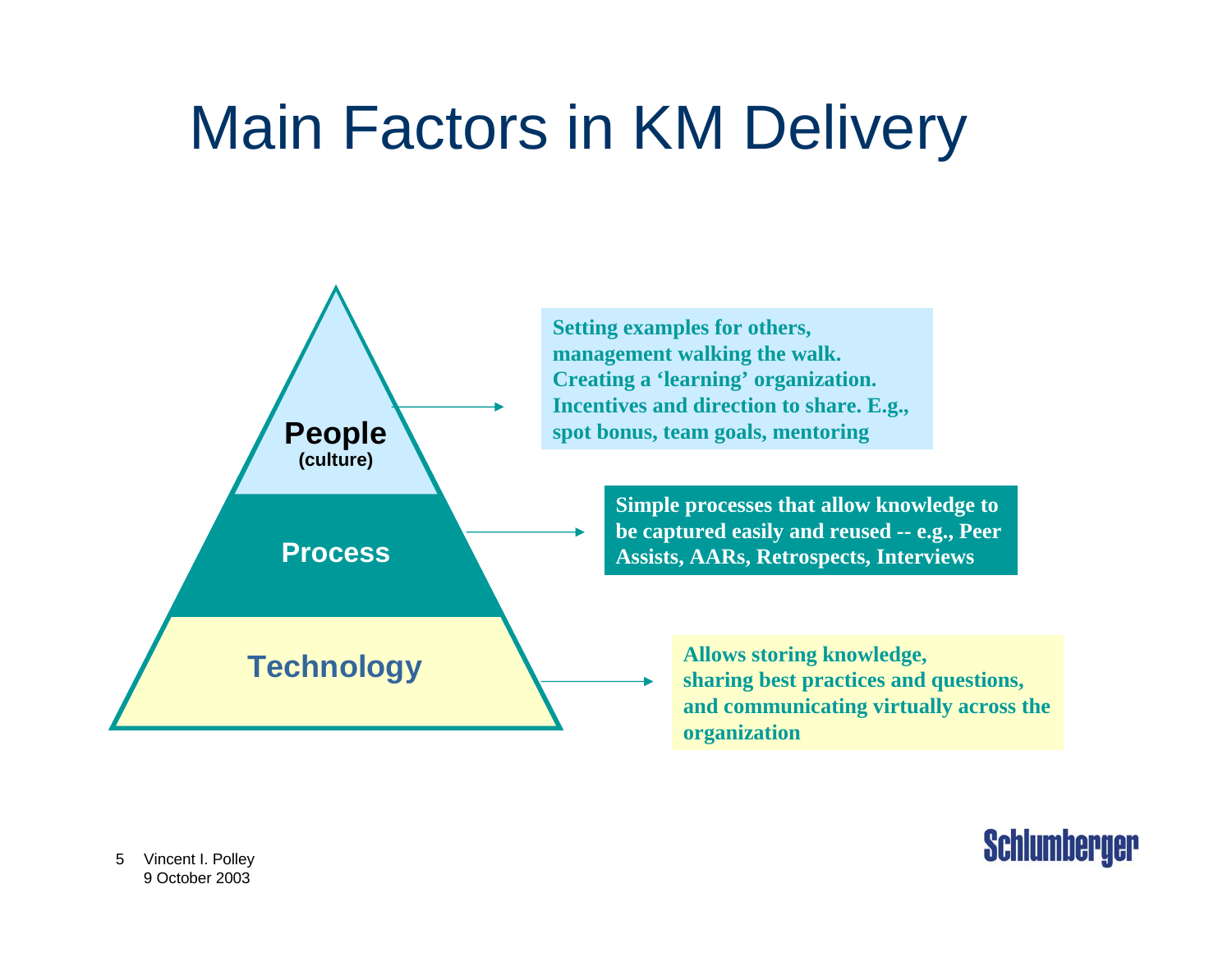# Main Factors in KM Delivery

**People** (culture)

Setting examples for others, management walking the walk. Creating a 'learning' organization. Incentives and direction to share. E.g., spot bonus, team goals, mentoring

**Process**

Simple processes that allow knowledge to be captured easily and reused -- e.g., Peer Assists, AARs, Retrospects, Interviews

**Technology**

Allows storing knowledge, sharing best practices and questions, and communicating virtually across the organization

Vincent I. Polley
9 October 2003

Schlumberger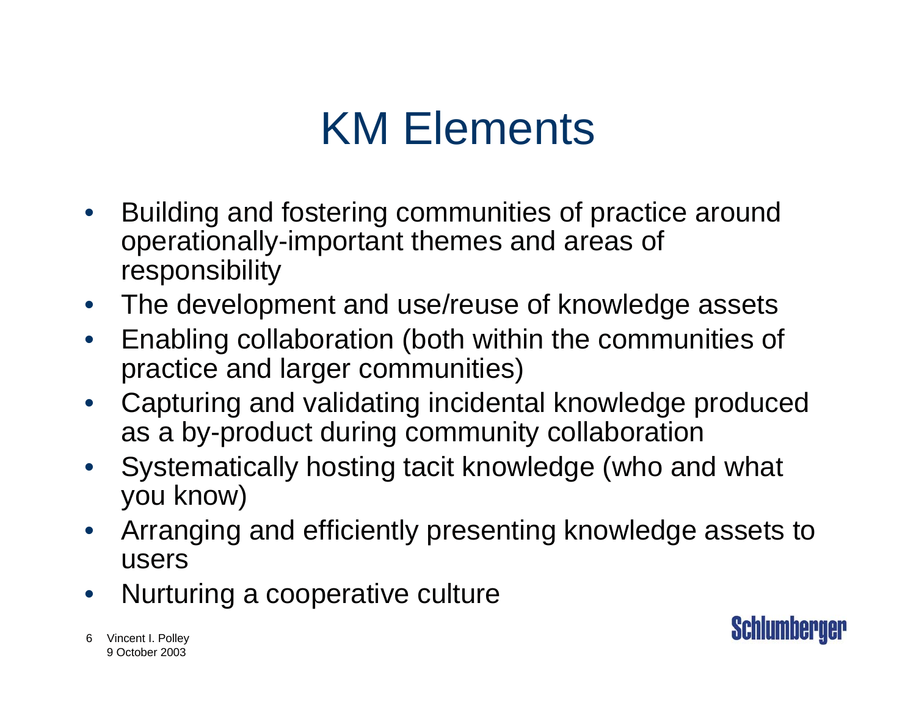# KM Elements

- Building and fostering communities of practice around operationally-important themes and areas of responsibility
- The development and use/reuse of knowledge assets
- Enabling collaboration (both within the communities of practice and larger communities)
- Capturing and validating incidental knowledge produced as a by-product during community collaboration
- Systematically hosting tacit knowledge (who and what you know)
- Arranging and efficiently presenting knowledge assets to users
- Nurturing a cooperative culture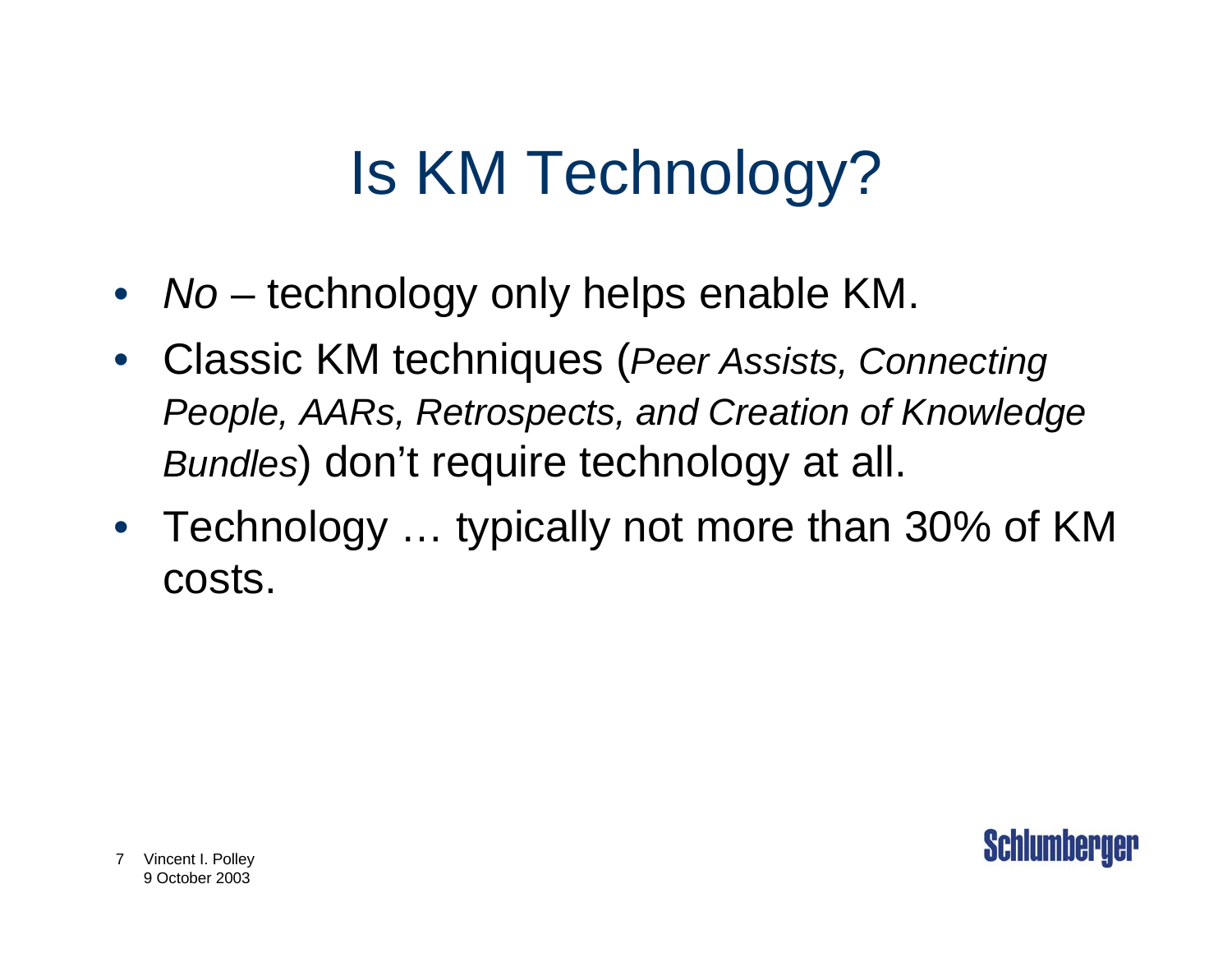# Is KM Technology?

- *No* – technology only helps enable KM.
- Classic KM techniques (*Peer Assists, Connecting People, AARs, Retrospects, and Creation of Knowledge Bundles*) don't require technology at all.
- Technology … typically not more than 30% of KM costs.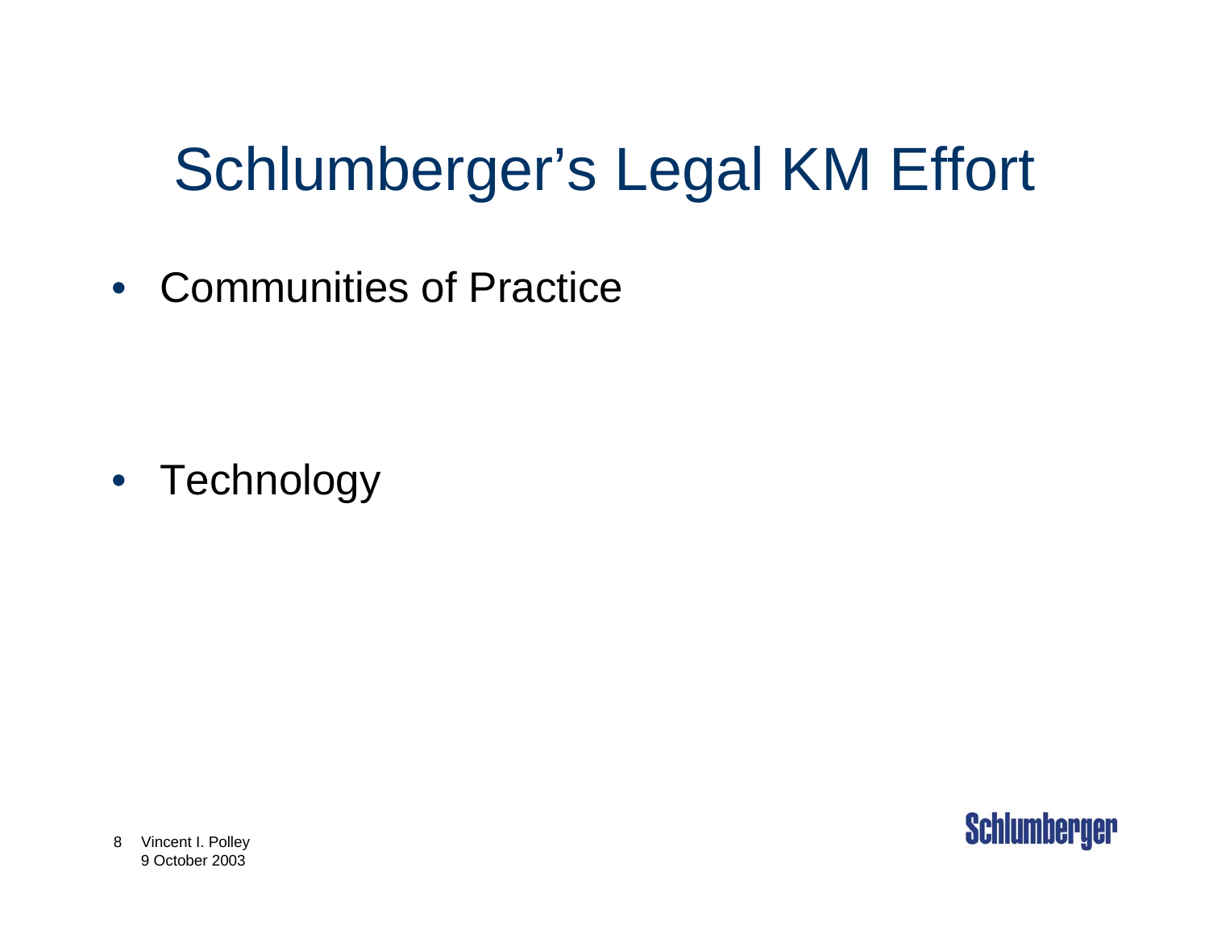# Schlumberger's Legal KM Effort

- Communities of Practice

- Technology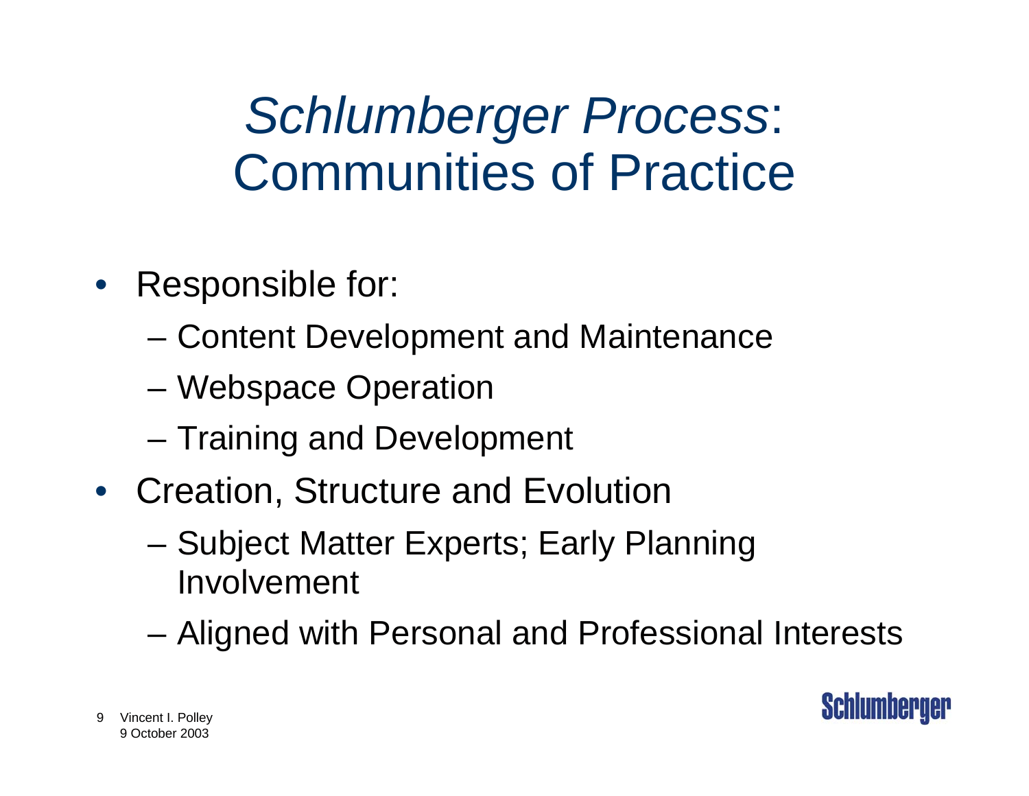# *Schlumberger Process*: Communities of Practice

- Responsible for:
  - Content Development and Maintenance
  - Webspace Operation
  - Training and Development
- Creation, Structure and Evolution
  - Subject Matter Experts; Early Planning Involvement
  - Aligned with Personal and Professional Interests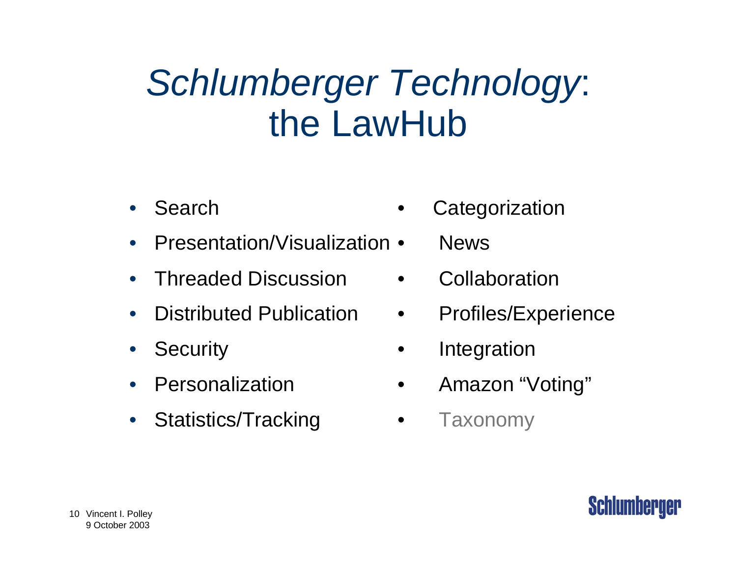# *Schlumberger Technology*: the LawHub

- Search
- Presentation/Visualization
- Threaded Discussion
- Distributed Publication
- Security
- Personalization
- Statistics/Tracking
- Categorization
- News
- Collaboration
- Profiles/Experience
- Integration
- Amazon “Voting”
- Taxonomy

Vincent I. Polley
9 October 2003

Schlumberger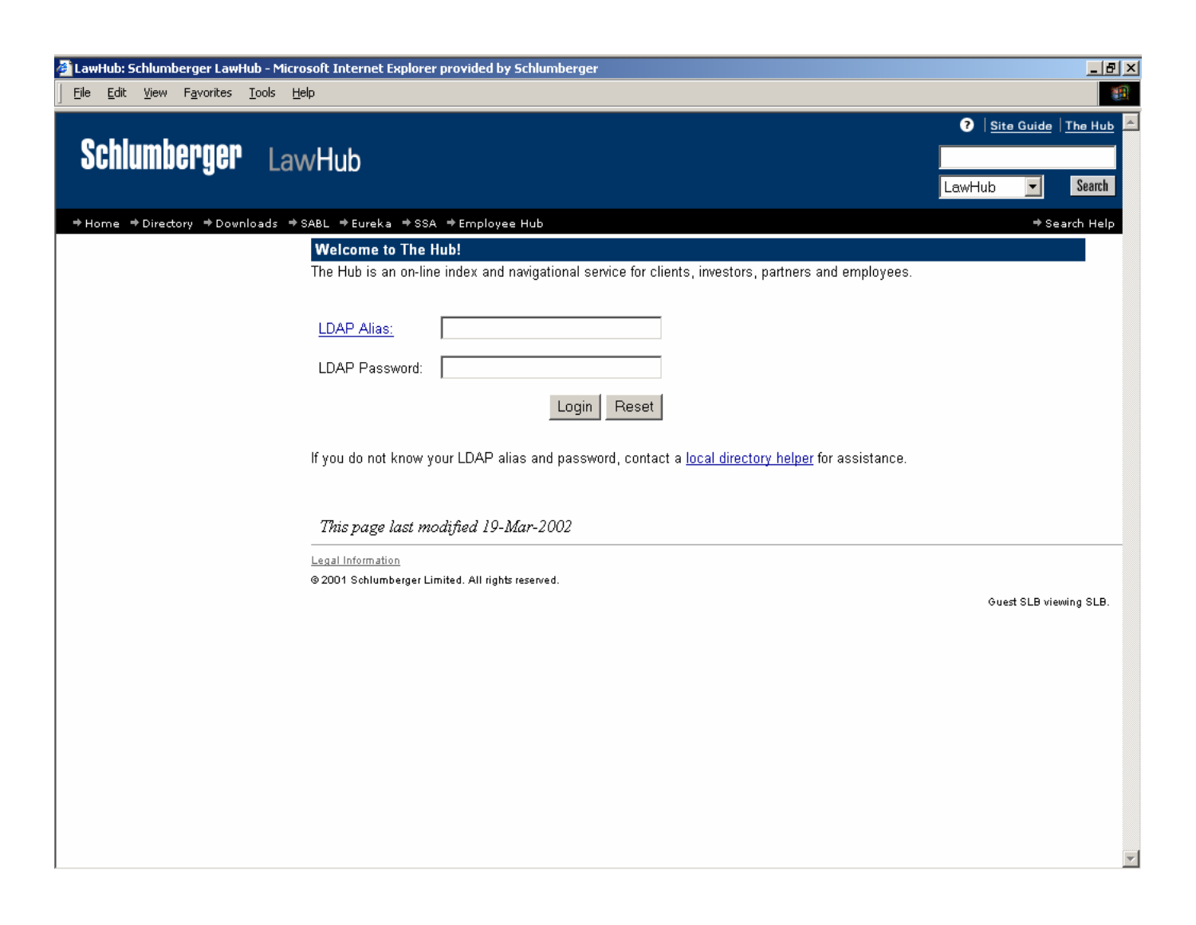LawHub: Schlumberger LawHub - Microsoft Internet Explorer provided by Schlumberger

File Edit View Favorites Tools Help

Site Guide | The Hub

**Schlumberger** LawHub

LawHub Search

Home · Directory · Downloads · SABL · Eureka · SSA · Employee Hub · Search Help

## Welcome to The Hub!

The Hub is an on-line index and navigational service for clients, investors, partners and employees.

LDAP Alias:

LDAP Password:

Login Reset

If you do not know your LDAP alias and password, contact a local directory helper for assistance.

*This page last modified 19-Mar-2002*

Legal Information

© 2001 Schlumberger Limited. All rights reserved.

Guest SLB viewing SLB.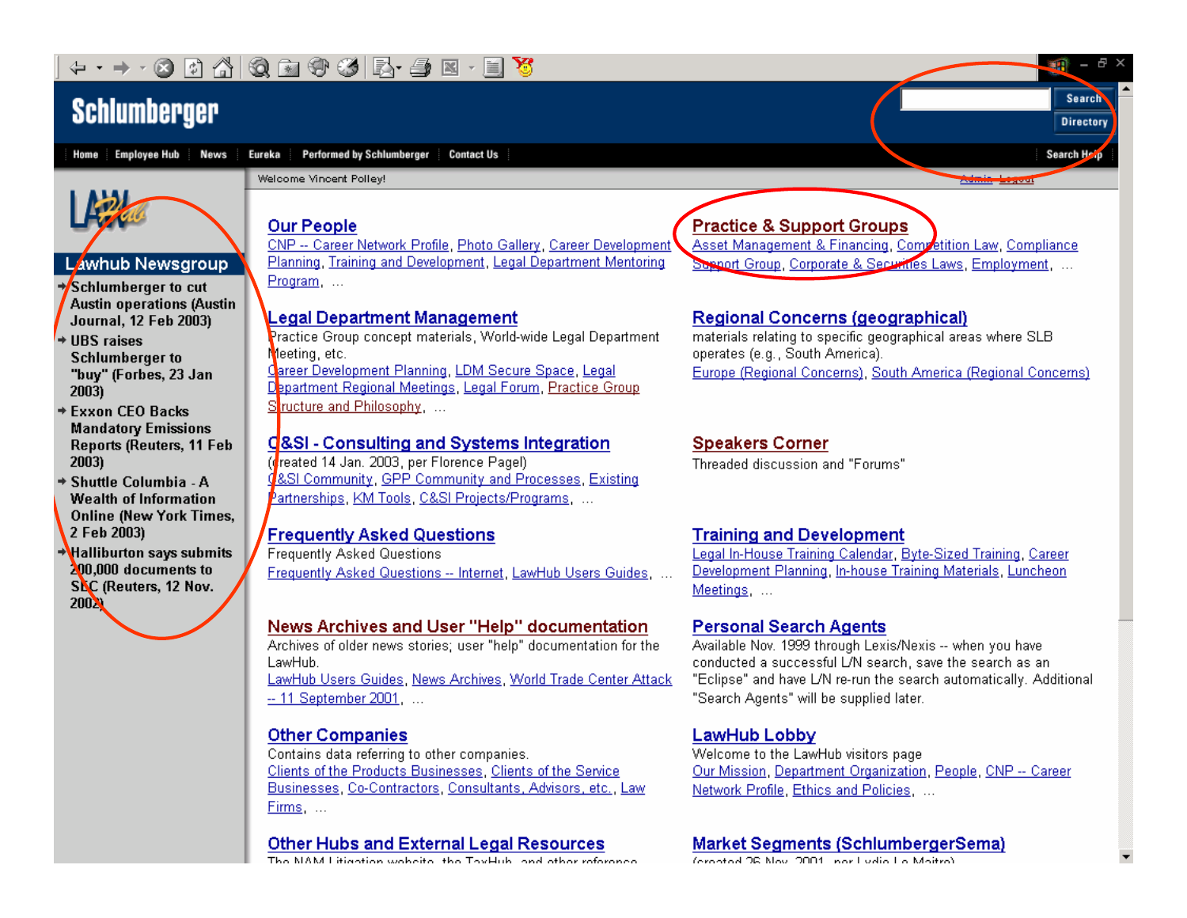Schlumberger

Search | Directory

Home | Employee Hub | News | Eureka | Performed by Schlumberger | Contact Us | Search Help

Welcome Vincent Polley!

Admin Logout

LAW Hub

## Lawhub Newsgroup

- Schlumberger to cut Austin operations (Austin Journal, 12 Feb 2003)
- UBS raises Schlumberger to "buy" (Forbes, 23 Jan 2003)
- Exxon CEO Backs Mandatory Emissions Reports (Reuters, 11 Feb 2003)
- Shuttle Columbia - A Wealth of Information Online (New York Times, 2 Feb 2003)
- Halliburton says submits 200,000 documents to SEC (Reuters, 12 Nov. 2002)

### Our People
CNP -- Career Network Profile, Photo Gallery, Career Development Planning, Training and Development, Legal Department Mentoring Program, ...

### Practice & Support Groups
Asset Management & Financing, Competition Law, Compliance Support Group, Corporate & Securities Laws, Employment, ...

### Legal Department Management
Practice Group concept materials, World-wide Legal Department Meeting, etc.
Career Development Planning, LDM Secure Space, Legal Department Regional Meetings, Legal Forum, Practice Group Structure and Philosophy, ...

### Regional Concerns (geographical)
materials relating to specific geographical areas where SLB operates (e.g., South America).
Europe (Regional Concerns), South America (Regional Concerns)

### C&SI - Consulting and Systems Integration
(created 14 Jan. 2003, per Florence Pagel)
C&SI Community, GPP Community and Processes, Existing Partnerships, KM Tools, C&SI Projects/Programs, ...

### Speakers Corner
Threaded discussion and "Forums"

### Frequently Asked Questions
Frequently Asked Questions
Frequently Asked Questions -- Internet, LawHub Users Guides, ...

### Training and Development
Legal In-House Training Calendar, Byte-Sized Training, Career Development Planning, In-house Training Materials, Luncheon Meetings, ...

### News Archives and User "Help" documentation
Archives of older news stories; user "help" documentation for the LawHub.
LawHub Users Guides, News Archives, World Trade Center Attack -- 11 September 2001, ...

### Personal Search Agents
Available Nov. 1999 through Lexis/Nexis -- when you have conducted a successful L/N search, save the search as an "Eclipse" and have L/N re-run the search automatically. Additional "Search Agents" will be supplied later.

### Other Companies
Contains data referring to other companies.
Clients of the Products Businesses, Clients of the Service Businesses, Co-Contractors, Consultants, Advisors, etc., Law Firms, ...

### LawHub Lobby
Welcome to the LawHub visitors page
Our Mission, Department Organization, People, CNP -- Career Network Profile, Ethics and Policies, ...

### Other Hubs and External Legal Resources
The NAM Litigation website, the TaxHub, and other reference

### Market Segments (SchlumbergerSema)
(created 26 Nov. 2001, per Lydie Le Maitre)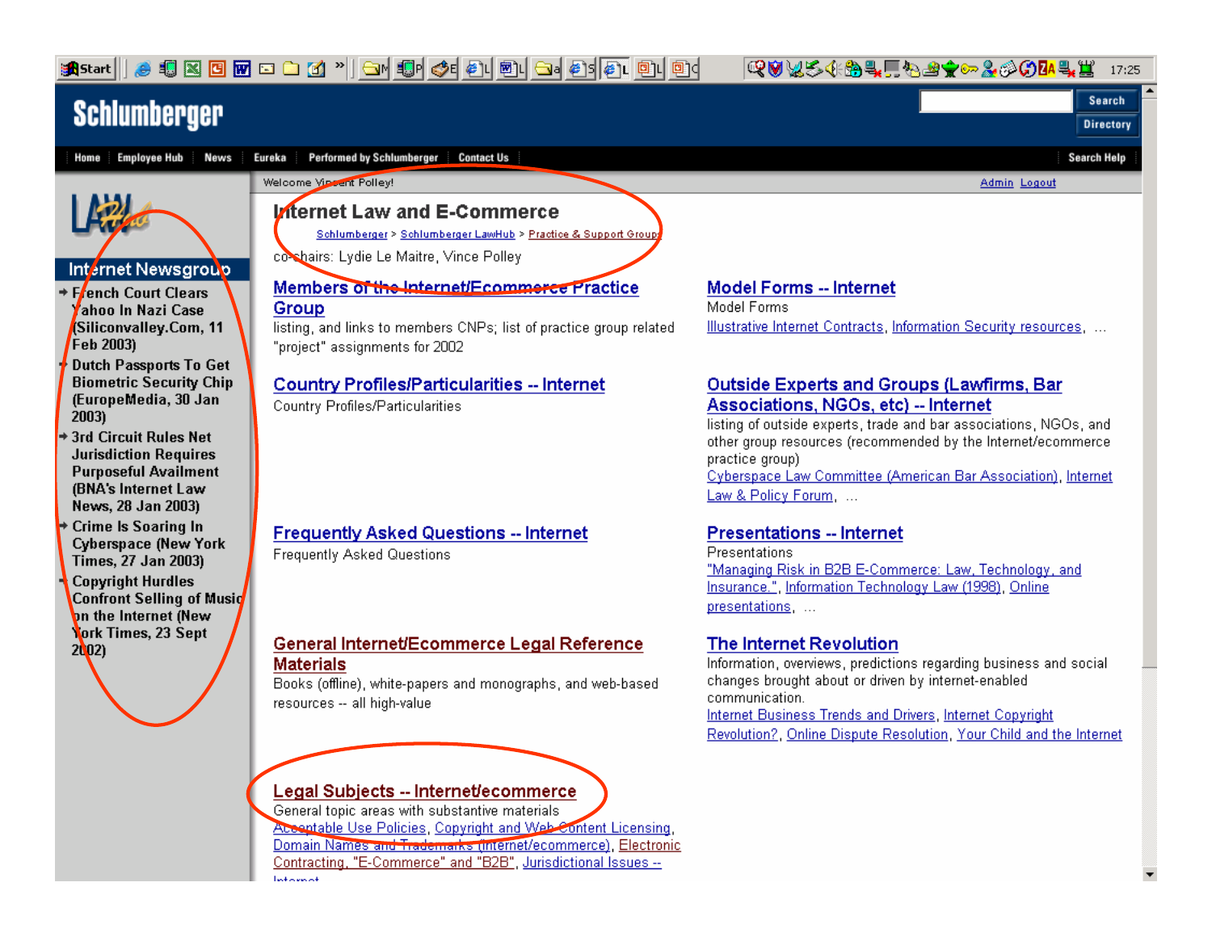Schlumberger

Home | Employee Hub | News | Eureka | Performed by Schlumberger | Contact Us | Search Help

Welcome Vincent Polley! — Admin Logout

LAW Hub

## Internet Newsgroup

- French Court Clears Yahoo In Nazi Case (Siliconvalley.Com, 11 Feb 2003)
- Dutch Passports To Get Biometric Security Chip (EuropeMedia, 30 Jan 2003)
- 3rd Circuit Rules Net Jurisdiction Requires Purposeful Availment (BNA's Internet Law News, 28 Jan 2003)
- Crime Is Soaring In Cyberspace (New York Times, 27 Jan 2003)
- Copyright Hurdles Confront Selling of Music on the Internet (New York Times, 23 Sept 2002)

# Internet Law and E-Commerce

Schlumberger > Schlumberger LawHub > Practice & Support Groups

co-chairs: Lydie Le Maitre, Vince Polley

### Members of the Internet/Ecommerce Practice Group

listing, and links to members CNPs; list of practice group related "project" assignments for 2002

### Model Forms -- Internet

Model Forms

Illustrative Internet Contracts, Information Security resources, ...

### Country Profiles/Particularities -- Internet

Country Profiles/Particularities

### Outside Experts and Groups (Lawfirms, Bar Associations, NGOs, etc) -- Internet

listing of outside experts, trade and bar associations, NGOs, and other group resources (recommended by the Internet/ecommerce practice group)

Cyberspace Law Committee (American Bar Association), Internet Law & Policy Forum, ...

### Frequently Asked Questions -- Internet

Frequently Asked Questions

### Presentations -- Internet

Presentations

"Managing Risk in B2B E-Commerce: Law, Technology, and Insurance.", Information Technology Law (1998), Online presentations, ...

### General Internet/Ecommerce Legal Reference Materials

Books (offline), white-papers and monographs, and web-based resources -- all high-value

### The Internet Revolution

Information, overviews, predictions regarding business and social changes brought about or driven by internet-enabled communication.

Internet Business Trends and Drivers, Internet Copyright Revolution?, Online Dispute Resolution, Your Child and the Internet

### Legal Subjects -- Internet/ecommerce

General topic areas with substantive materials

Acceptable Use Policies, Copyright and Web Content Licensing, Domain Names and Trademarks (internet/ecommerce), Electronic Contracting, "E-Commerce" and "B2B", Jurisdictional Issues -- Internet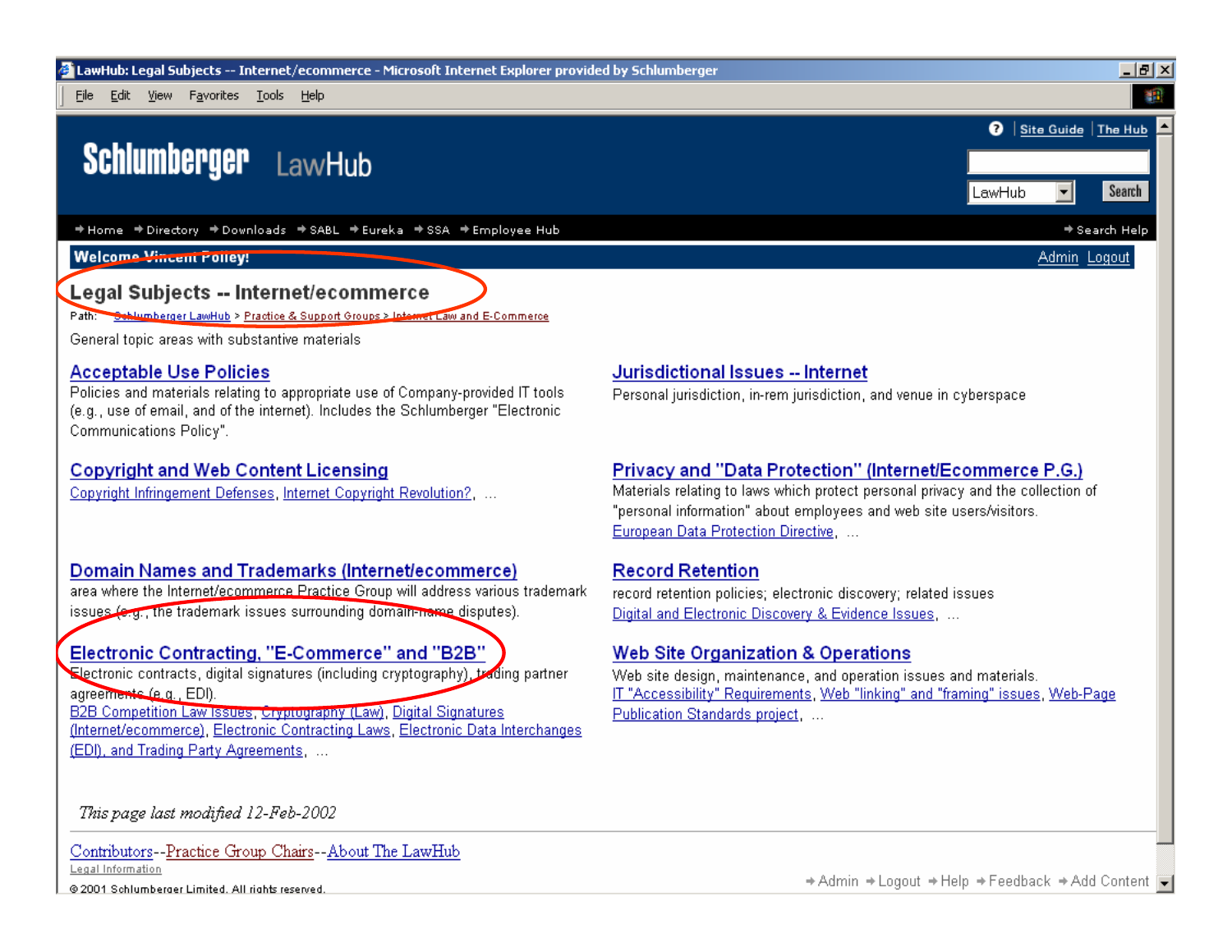LawHub: Legal Subjects -- Internet/ecommerce - Microsoft Internet Explorer provided by Schlumberger

File Edit View Favorites Tools Help

Site Guide | The Hub

**Schlumberger** LawHub

LawHub Search

Home · Directory · Downloads · SABL · Eureka · SSA · Employee Hub · Search Help

**Welcome Vincent Polley!** Admin Logout

# Legal Subjects -- Internet/ecommerce

Path: Schlumberger LawHub > Practice & Support Groups > Internet Law and E-Commerce

General topic areas with substantive materials

## Acceptable Use Policies

Policies and materials relating to appropriate use of Company-provided IT tools (e.g., use of email, and of the internet). Includes the Schlumberger "Electronic Communications Policy".

## Copyright and Web Content Licensing

Copyright Infringement Defenses, Internet Copyright Revolution?, ...

## Domain Names and Trademarks (Internet/ecommerce)

area where the Internet/ecommerce Practice Group will address various trademark issues (e.g., the trademark issues surrounding domain-name disputes).

## Electronic Contracting, "E-Commerce" and "B2B"

Electronic contracts, digital signatures (including cryptography), trading partner agreements (e.g., EDI).

B2B Competition Law Issues, Cryptography (Law), Digital Signatures (Internet/ecommerce), Electronic Contracting Laws, Electronic Data Interchanges (EDI), and Trading Party Agreements, ...

## Jurisdictional Issues -- Internet

Personal jurisdiction, in-rem jurisdiction, and venue in cyberspace

## Privacy and "Data Protection" (Internet/Ecommerce P.G.)

Materials relating to laws which protect personal privacy and the collection of "personal information" about employees and web site users/visitors.

European Data Protection Directive, ...

## Record Retention

record retention policies; electronic discovery; related issues

Digital and Electronic Discovery & Evidence Issues, ...

## Web Site Organization & Operations

Web site design, maintenance, and operation issues and materials.

IT "Accessibility" Requirements, Web "linking" and "framing" issues, Web-Page Publication Standards project, ...

*This page last modified 12-Feb-2002*

Contributors--Practice Group Chairs--About The LawHub

Legal Information

© 2001 Schlumberger Limited. All rights reserved.

Admin · Logout · Help · Feedback · Add Content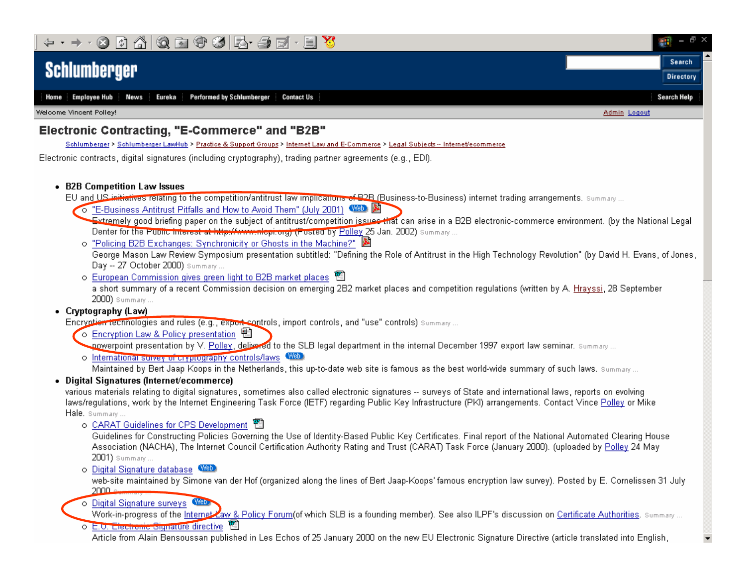Schlumberger

Search | Directory

Home | Employee Hub | News | Eureka | Performed by Schlumberger | Contact Us | Search Help

Welcome Vincent Polley! Admin Logout

# Electronic Contracting, "E-Commerce" and "B2B"

Schlumberger > Schlumberger LawHub > Practice & Support Groups > Internet Law and E-Commerce > Legal Subjects -- Internet/ecommerce

Electronic contracts, digital signatures (including cryptography), trading partner agreements (e.g., EDI).

- **B2B Competition Law Issues**
  EU and US initiatives relating to the competition/antitrust law implications of B2B (Business-to-Business) internet trading arrangements. Summary ...
  - "E-Business Antitrust Pitfalls and How to Avoid Them" (July 2001) Web
    Extremely good briefing paper on the subject of antitrust/competition issues that can arise in a B2B electronic-commerce environment. (by the National Legal Center for the Public Interest at http://www.nlcpi.org) (Posted by Polley 25 Jan. 2002) Summary ...
  - "Policing B2B Exchanges: Synchronicity or Ghosts in the Machine?"
    George Mason Law Review Symposium presentation subtitled: "Defining the Role of Antitrust in the High Technology Revolution" (by David H. Evans, of Jones, Day -- 27 October 2000) Summary ...
  - European Commission gives green light to B2B market places
    a short summary of a recent Commission decision on emerging 2B2 market places and competition regulations (written by A. Hrayssi, 28 September 2000) Summary ...
- **Cryptography (Law)**
  Encryption technologies and rules (e.g., export controls, import controls, and "use" controls) Summary ...
  - Encryption Law & Policy presentation
    powerpoint presentation by V. Polley, delivered to the SLB legal department in the internal December 1997 export law seminar. Summary ...
  - International survey of cryptography controls/laws Web
    Maintained by Bert Jaap Koops in the Netherlands, this up-to-date web site is famous as the best world-wide summary of such laws. Summary ...
- **Digital Signatures (Internet/ecommerce)**
  various materials relating to digital signatures, sometimes also called electronic signatures -- surveys of State and international laws, reports on evolving laws/regulations, work by the Internet Engineering Task Force (IETF) regarding Public Key Infrastructure (PKI) arrangements. Contact Vince Polley or Mike Hale. Summary ...
  - CARAT Guidelines for CPS Development
    Guidelines for Constructing Policies Governing the Use of Identity-Based Public Key Certificates. Final report of the National Automated Clearing House Association (NACHA), The Internet Council Certification Authority Rating and Trust (CARAT) Task Force (January 2000). (uploaded by Polley 24 May 2001) Summary ...
  - Digital Signature database Web
    web-site maintained by Simone van der Hof (organized along the lines of Bert Jaap-Koops' famous encryption law survey). Posted by E. Cornelissen 31 July 2000 Summary ...
  - Digital Signature surveys Web
    Work-in-progress of the Internet Law & Policy Forum(of which SLB is a founding member). See also ILPF's discussion on Certificate Authorities. Summary ...
  - E.U. Electronic Signature directive
    Article from Alain Bensoussan published in Les Echos of 25 January 2000 on the new EU Electronic Signature Directive (article translated into English,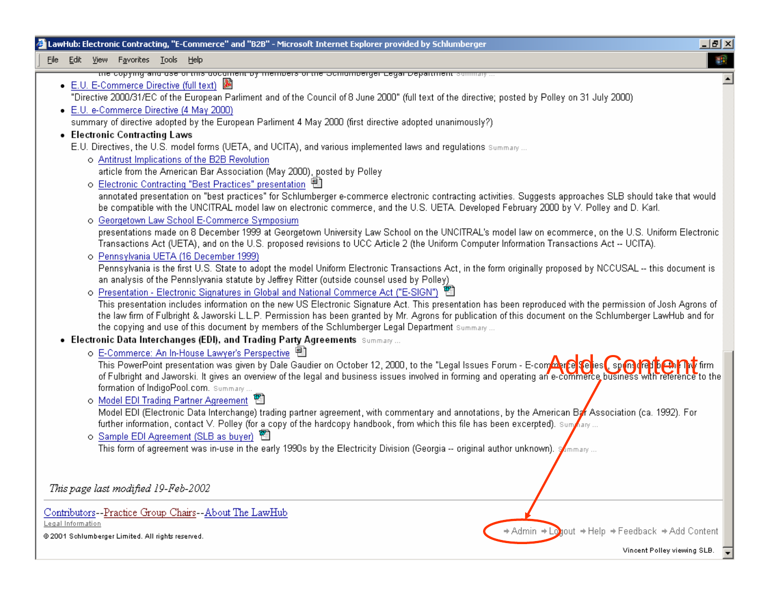LawHub: Electronic Contracting, "E-Commerce" and "B2B" - Microsoft Internet Explorer provided by Schlumberger

File Edit View Favorites Tools Help

- E.U. E-Commerce Directive (full text)
  "Directive 2000/31/EC of the European Parliment and of the Council of 8 June 2000" (full text of the directive; posted by Polley on 31 July 2000)
- E.U. e-Commerce Directive (4 May 2000)
  summary of directive adopted by the European Parliment 4 May 2000 (first directive adopted unanimously?)
- **Electronic Contracting Laws**
  E.U. Directives, the U.S. model forms (UETA, and UCITA), and various implemented laws and regulations Summary ...
  - Antitrust Implications of the B2B Revolution
    article from the American Bar Association (May 2000), posted by Polley
  - Electronic Contracting "Best Practices" presentation
    annotated presentation on "best practices" for Schlumberger e-commerce electronic contracting activities. Suggests approaches SLB should take that would be compatible with the UNCITRAL model law on electronic commerce, and the U.S. UETA. Developed February 2000 by V. Polley and D. Karl.
  - Georgetown Law School E-Commerce Symposium
    presentations made on 8 December 1999 at Georgetown University Law School on the UNCITRAL's model law on ecommerce, on the U.S. Uniform Electronic Transactions Act (UETA), and on the U.S. proposed revisions to UCC Article 2 (the Uniform Computer Information Transactions Act -- UCITA).
  - Pennsylvania UETA (16 December 1999)
    Pennsylvania is the first U.S. State to adopt the model Uniform Electronic Transactions Act, in the form originally proposed by NCCUSAL -- this document is an analysis of the Pennslyvania statute by Jeffrey Ritter (outside counsel used by Polley)
  - Presentation - Electronic Signatures in Global and National Commerce Act ("E-SIGN")
    This presentation includes information on the new US Electronic Signature Act. This presentation has been reproduced with the permission of Josh Agrons of the law firm of Fulbright & Jaworski L.L.P. Permission has been granted by Mr. Agrons for publication of this document on the Schlumberger LawHub and for the copying and use of this document by members of the Schlumberger Legal Department Summary ...
- **Electronic Data Interchanges (EDI), and Trading Party Agreements** Summary ...
  - E-Commerce: An In-House Lawyer's Perspective
    This PowerPoint presentation was given by Dale Gaudier on October 12, 2000, to the "Legal Issues Forum - E-commerce Series", sponsored by the law firm of Fulbright and Jaworski. It gives an overview of the legal and business issues involved in forming and operating an e-commerce business with reference to the formation of IndigoPool.com. Summary ...
  - Model EDI Trading Partner Agreement
    Model EDI (Electronic Data Interchange) trading partner agreement, with commentary and annotations, by the American Bar Association (ca. 1992). For further information, contact V. Polley (for a copy of the hardcopy handbook, from which this file has been excerpted). Summary ...
  - Sample EDI Agreement (SLB as buyer)
    This form of agreement was in-use in the early 1990s by the Electricity Division (Georgia -- original author unknown). Summary ...

*This page last modified 19-Feb-2002*

Contributors--Practice Group Chairs--About The LawHub

Legal Information

© 2001 Schlumberger Limited. All rights reserved.

Admin · Logout · Help · Feedback · Add Content

Vincent Polley viewing SLB.

**Add Content**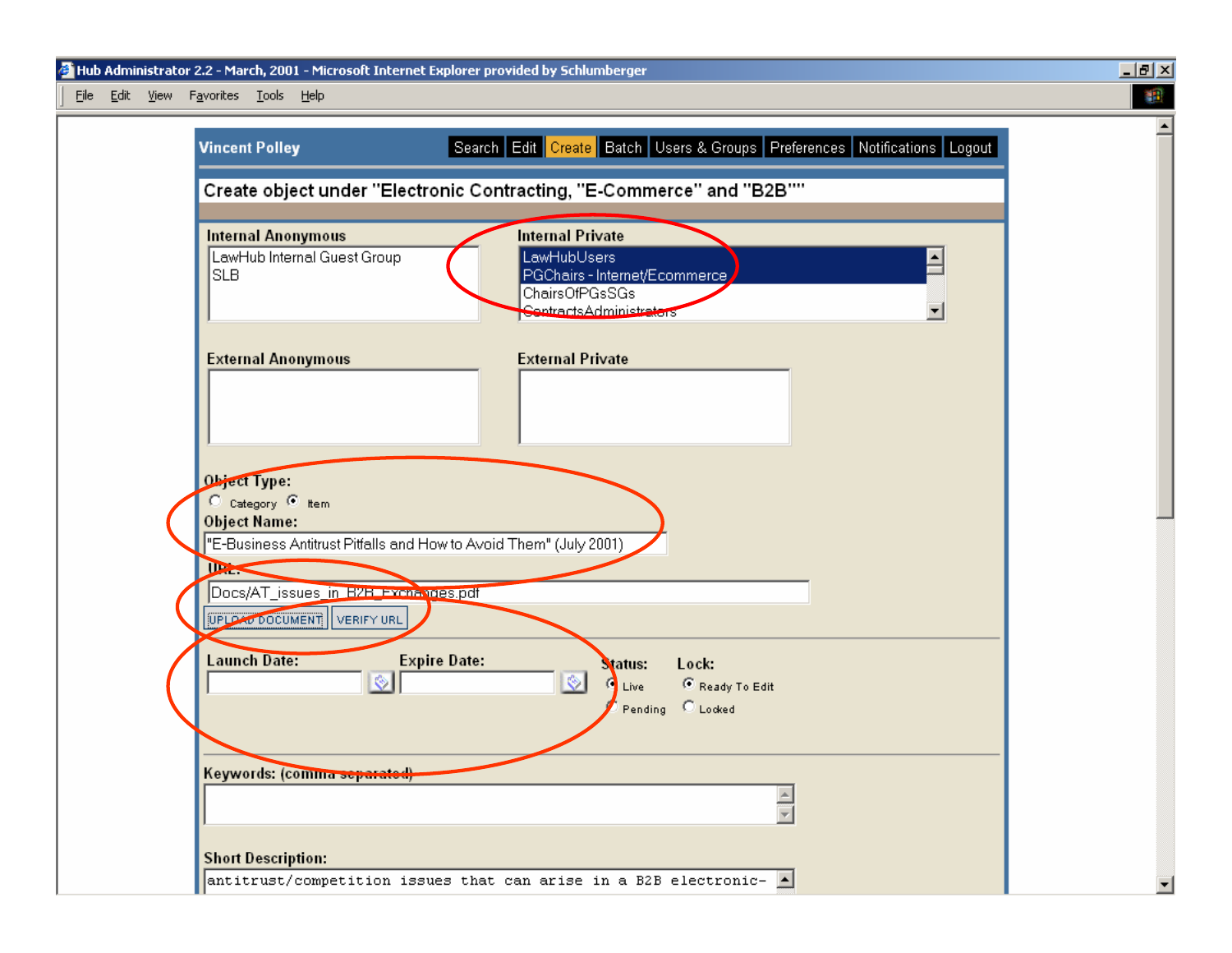Hub Administrator 2.2 - March, 2001 - Microsoft Internet Explorer provided by Schlumberger

File Edit View Favorites Tools Help

**Vincent Polley**

Search | Edit | Create | Batch | Users & Groups | Preferences | Notifications | Logout

**Create object under "Electronic Contracting, "E-Commerce" and "B2B""**

**Internal Anonymous**

LawHub Internal Guest Group
SLB

**Internal Private**

LawHubUsers
PGChairs - Internet/Ecommerce
ChairsOfPGsSGs
ContractsAdministrators

**External Anonymous**

**External Private**

**Object Type:**

Category  Item

**Object Name:**

"E-Business Antitrust Pitfalls and How to Avoid Them" (July 2001)

**URL:**

Docs/AT_issues_in_B2B_Exchanges.pdf

UPLOAD DOCUMENT | VERIFY URL

**Launch Date:** **Expire Date:**

**Status:** Live / Pending

**Lock:** Ready To Edit / Locked

**Keywords: (comma separated)**

**Short Description:**

antitrust/competition issues that can arise in a B2B electronic-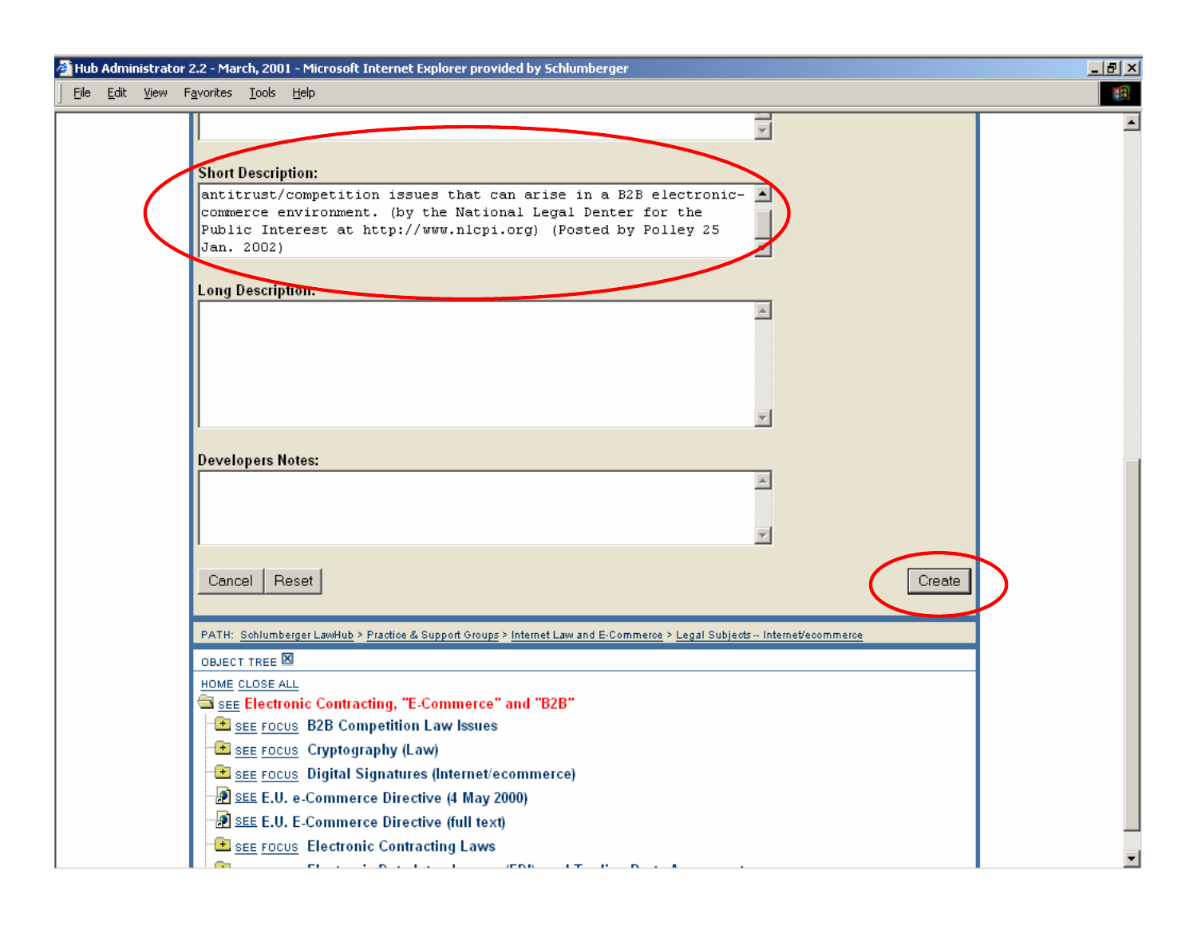Hub Administrator 2.2 - March, 2001 - Microsoft Internet Explorer provided by Schlumberger

File Edit View Favorites Tools Help

**Short Description:**

antitrust/competition issues that can arise in a B2B electronic-commerce environment. (by the National Legal Denter for the Public Interest at http://www.nlcpi.org) (Posted by Polley 25 Jan. 2002)

**Long Description:**

**Developers Notes:**

Cancel Reset Create

PATH: Schlumberger LawHub > Practice & Support Groups > Internet Law and E-Commerce > Legal Subjects -- Internet/ecommerce

OBJECT TREE

HOME CLOSE ALL

- SEE Electronic Contracting, "E-Commerce" and "B2B"
  - SEE FOCUS B2B Competition Law Issues
  - SEE FOCUS Cryptography (Law)
  - SEE FOCUS Digital Signatures (Internet/ecommerce)
  - SEE E.U. e-Commerce Directive (4 May 2000)
  - SEE E.U. E-Commerce Directive (full text)
  - SEE FOCUS Electronic Contracting Laws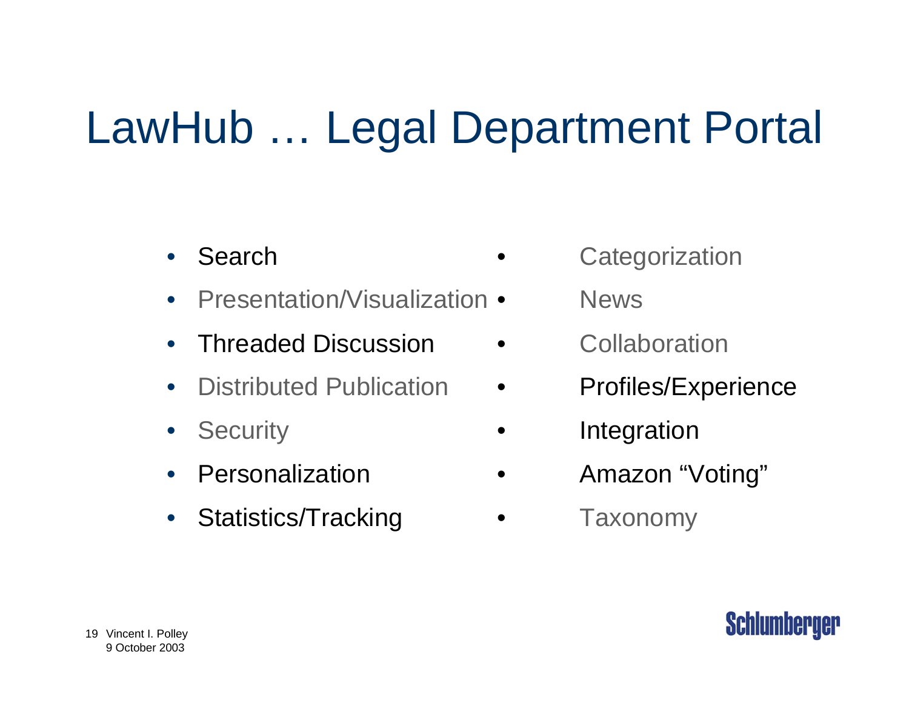# LawHub … Legal Department Portal

- Search
- Presentation/Visualization
- Threaded Discussion
- Distributed Publication
- Security
- Personalization
- Statistics/Tracking
- Categorization
- News
- Collaboration
- Profiles/Experience
- Integration
- Amazon "Voting"
- Taxonomy

Vincent I. Polley
9 October 2003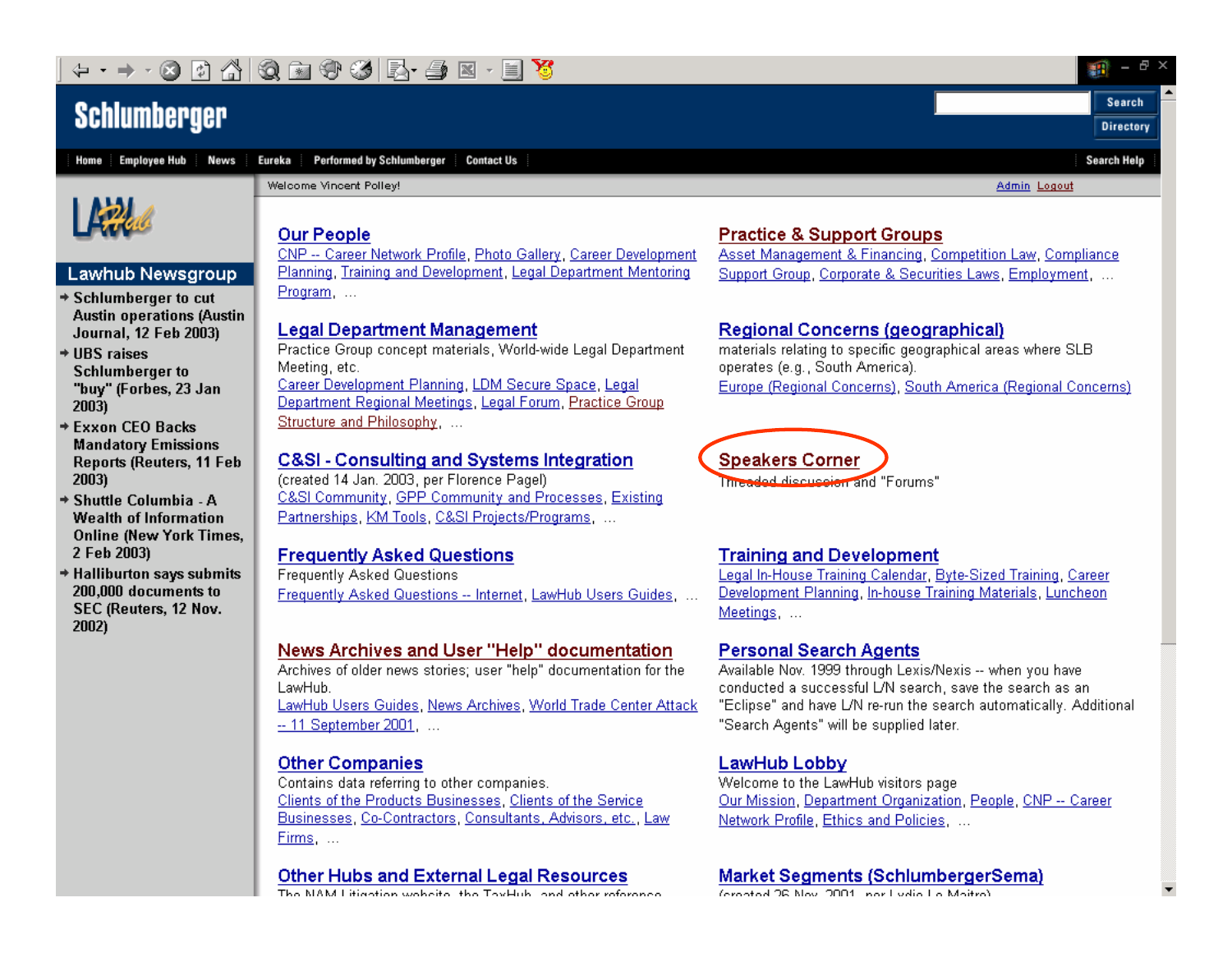Search | Directory

Schlumberger

Home | Employee Hub | News | Eureka | Performed by Schlumberger | Contact Us | Search Help

Welcome Vincent Polley!

Admin Logout

LAW Hub

## Lawhub Newsgroup

- Schlumberger to cut Austin operations (Austin Journal, 12 Feb 2003)
- UBS raises Schlumberger to "buy" (Forbes, 23 Jan 2003)
- Exxon CEO Backs Mandatory Emissions Reports (Reuters, 11 Feb 2003)
- Shuttle Columbia - A Wealth of Information Online (New York Times, 2 Feb 2003)
- Halliburton says submits 200,000 documents to SEC (Reuters, 12 Nov. 2002)

## Our People

CNP -- Career Network Profile, Photo Gallery, Career Development Planning, Training and Development, Legal Department Mentoring Program, ...

## Legal Department Management

Practice Group concept materials, World-wide Legal Department Meeting, etc.

Career Development Planning, LDM Secure Space, Legal Department Regional Meetings, Legal Forum, Practice Group Structure and Philosophy, ...

## C&SI - Consulting and Systems Integration

(created 14 Jan. 2003, per Florence Pagel)

C&SI Community, GPP Community and Processes, Existing Partnerships, KM Tools, C&SI Projects/Programs, ...

## Frequently Asked Questions

Frequently Asked Questions

Frequently Asked Questions -- Internet, LawHub Users Guides, ...

## News Archives and User "Help" documentation

Archives of older news stories; user "help" documentation for the LawHub.

LawHub Users Guides, News Archives, World Trade Center Attack -- 11 September 2001, ...

## Other Companies

Contains data referring to other companies.

Clients of the Products Businesses, Clients of the Service Businesses, Co-Contractors, Consultants, Advisors, etc., Law Firms, ...

## Other Hubs and External Legal Resources

The NAM Litigation website, the TaxHub, and other reference

## Practice & Support Groups

Asset Management & Financing, Competition Law, Compliance Support Group, Corporate & Securities Laws, Employment, ...

## Regional Concerns (geographical)

materials relating to specific geographical areas where SLB operates (e.g., South America).

Europe (Regional Concerns), South America (Regional Concerns)

## Speakers Corner

Threaded discussion and "Forums"

## Training and Development

Legal In-House Training Calendar, Byte-Sized Training, Career Development Planning, In-house Training Materials, Luncheon Meetings, ...

## Personal Search Agents

Available Nov. 1999 through Lexis/Nexis -- when you have conducted a successful L/N search, save the search as an "Eclipse" and have L/N re-run the search automatically. Additional "Search Agents" will be supplied later.

## LawHub Lobby

Welcome to the LawHub visitors page

Our Mission, Department Organization, People, CNP -- Career Network Profile, Ethics and Policies, ...

## Market Segments (SchlumbergerSema)

(created 26 Nov. 2001, per Lydie Le Maitre)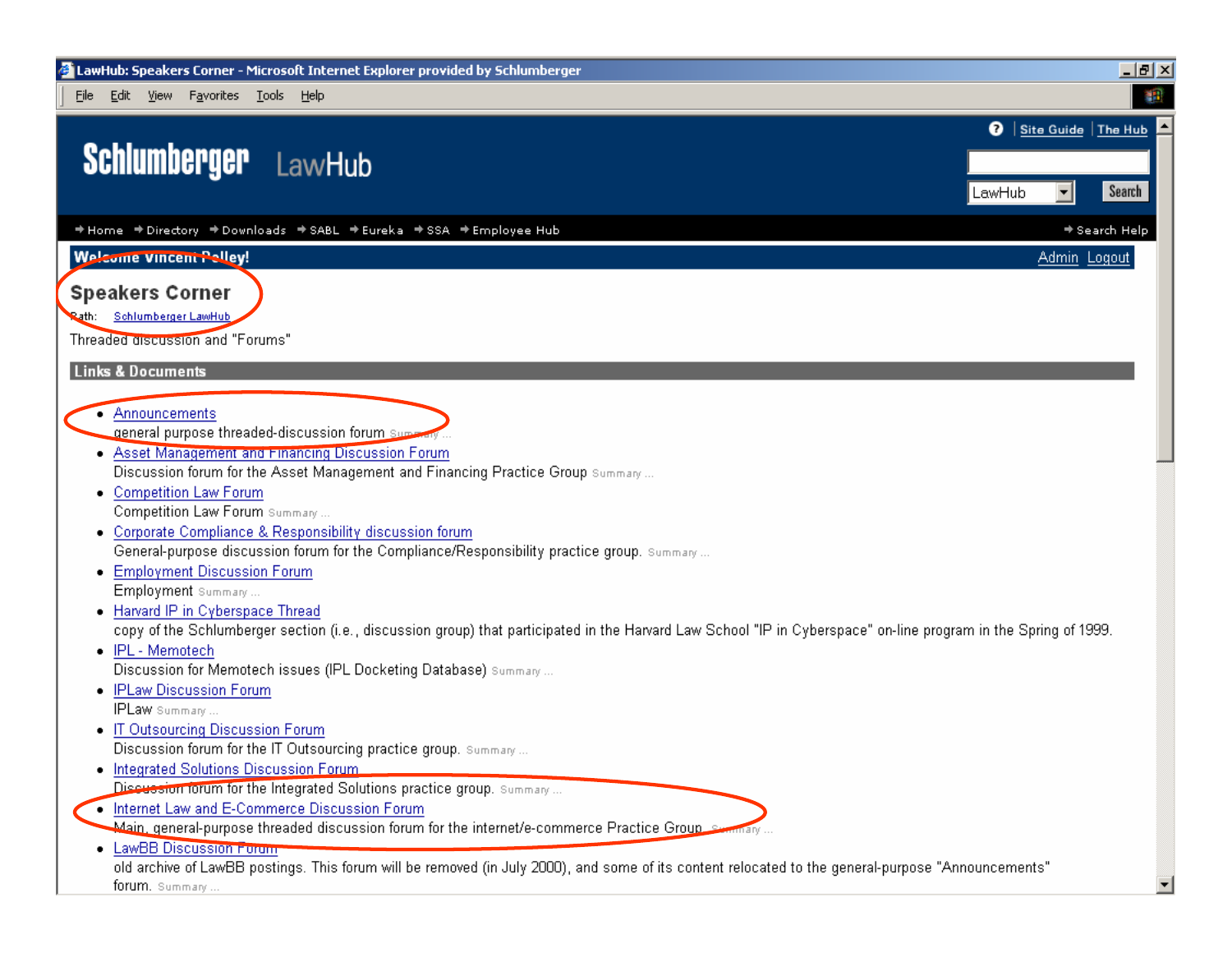LawHub: Speakers Corner - Microsoft Internet Explorer provided by Schlumberger

File Edit View Favorites Tools Help

Schlumberger LawHub

Site Guide | The Hub

LawHub ▾ Search

Home · Directory · Downloads · SABL · Eureka · SSA · Employee Hub · Search Help

**Welcome Vincent Pelley!** Admin Logout

## Speakers Corner

Path: Schlumberger LawHub

Threaded discussion and "Forums"

### Links & Documents

- Announcements
  general purpose threaded-discussion forum Summary ...
- Asset Management and Financing Discussion Forum
  Discussion forum for the Asset Management and Financing Practice Group Summary ...
- Competition Law Forum
  Competition Law Forum Summary ...
- Corporate Compliance & Responsibility discussion forum
  General-purpose discussion forum for the Compliance/Responsibility practice group. Summary ...
- Employment Discussion Forum
  Employment Summary ...
- Harvard IP in Cyberspace Thread
  copy of the Schlumberger section (i.e., discussion group) that participated in the Harvard Law School "IP in Cyberspace" on-line program in the Spring of 1999.
- IPL - Memotech
  Discussion for Memotech issues (IPL Docketing Database) Summary ...
- IPLaw Discussion Forum
  IPLaw Summary ...
- IT Outsourcing Discussion Forum
  Discussion forum for the IT Outsourcing practice group. Summary ...
- Integrated Solutions Discussion Forum
  Discussion forum for the Integrated Solutions practice group. Summary ...
- Internet Law and E-Commerce Discussion Forum
  Main, general-purpose threaded discussion forum for the internet/e-commerce Practice Group Summary ...
- LawBB Discussion Forum
  old archive of LawBB postings. This forum will be removed (in July 2000), and some of its content relocated to the general-purpose "Announcements" forum. Summary ...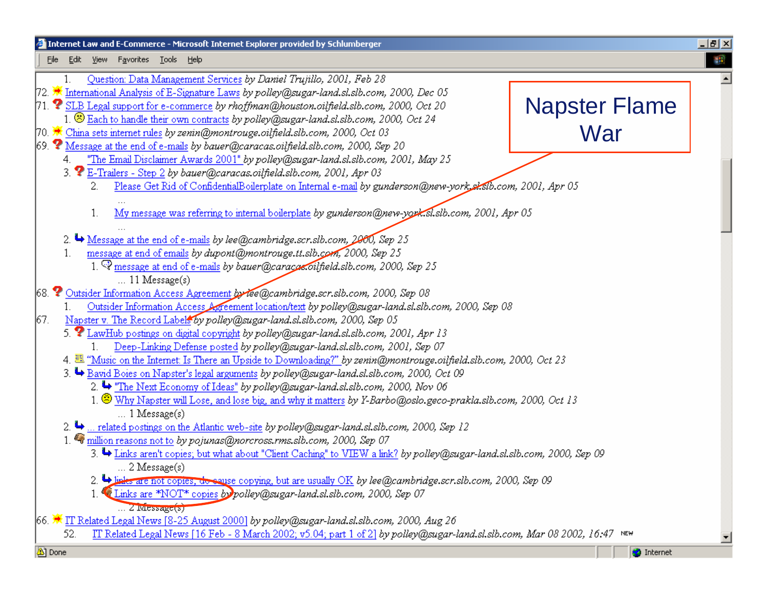Internet Law and E-Commerce - Microsoft Internet Explorer provided by Schlumberger

File Edit View Favorites Tools Help

# Napster Flame War

1. Question: Data Management Services *by Daniel Trujillo, 2001, Feb 28*

72. International Analysis of E-Signature Laws *by polley@sugar-land.sl.slb.com, 2000, Dec 05*

71. SLB Legal support for e-commerce *by rhoffman@houston.oilfield.slb.com, 2000, Oct 20*
    1. Each to handle their own contracts *by polley@sugar-land.sl.slb.com, 2000, Oct 24*

70. China sets internet rules *by zenin@montrouge.oilfield.slb.com, 2000, Oct 03*

69. Message at the end of e-mails *by bauer@caracas.oilfield.slb.com, 2000, Sep 20*
    4. "The Email Disclaimer Awards 2001" *by polley@sugar-land.sl.slb.com, 2001, May 25*
    3. E-Trailers - Step 2 *by bauer@caracas.oilfield.slb.com, 2001, Apr 03*
        2. Please Get Rid of ConfidentialBoilerplate on Internal e-mail *by gunderson@new-york.sl.slb.com, 2001, Apr 05*
           ...
        1. My message was referring to internal boilerplate *by gunderson@new-york.sl.slb.com, 2001, Apr 05*
           ...
    2. Message at the end of e-mails *by lee@cambridge.scr.slb.com, 2000, Sep 25*
    1. message at end of emails *by dupont@montrouge.tt.slb.com, 2000, Sep 25*
        1. message at end of e-mails *by bauer@caracas.oilfield.slb.com, 2000, Sep 25*
           ... 11 Message(s)

68. Outsider Information Access Agreement *by lee@cambridge.scr.slb.com, 2000, Sep 08*
    1. Outsider Information Access Agreement location/text *by polley@sugar-land.sl.slb.com, 2000, Sep 08*

67. Napster v. The Record Labels *by polley@sugar-land.sl.slb.com, 2000, Sep 05*
    5. LawHub postings on digital copyright *by polley@sugar-land.sl.slb.com, 2001, Apr 13*
        1. Deep-Linking Defense posted *by polley@sugar-land.sl.slb.com, 2001, Sep 07*
    4. "Music on the Internet: Is There an Upside to Downloading?" *by zenin@montrouge.oilfield.slb.com, 2000, Oct 23*
    3. Bavid Boies on Napster's legal arguments *by polley@sugar-land.sl.slb.com, 2000, Oct 09*
        2. "The Next Economy of Ideas" *by polley@sugar-land.sl.slb.com, 2000, Nov 06*
        1. Why Napster will Lose, and lose big, and why it matters *by Y-Barbo@oslo.geco-prakla.slb.com, 2000, Oct 13*
           ... 1 Message(s)
    2. ... related postings on the Atlantic web-site *by polley@sugar-land.sl.slb.com, 2000, Sep 12*
    1. million reasons not to *by pojunas@norcross.rms.slb.com, 2000, Sep 07*
        3. Links aren't copies; but what about "Client Caching" to VIEW a link? *by polley@sugar-land.sl.slb.com, 2000, Sep 09*
           ... 2 Message(s)
        2. links are not copies, do cause copying, but are usually OK *by lee@cambridge.scr.slb.com, 2000, Sep 09*
        1. Links are *NOT* copies *by polley@sugar-land.sl.slb.com, 2000, Sep 07*
           ... 2 Message(s)

66. IT Related Legal News [8-25 August 2000] *by polley@sugar-land.sl.slb.com, 2000, Aug 26*
    52. IT Related Legal News [16 Feb - 8 March 2002; v5.04; part 1 of 2] *by polley@sugar-land.sl.slb.com, Mar 08 2002, 16:47* NEW

Done | Internet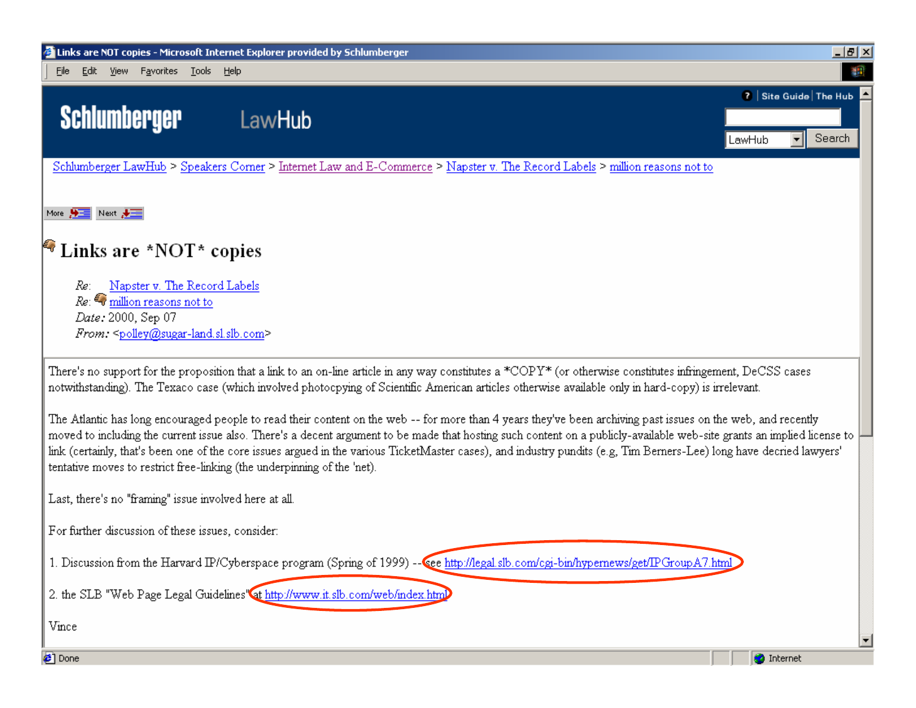Schlumberger LawHub > Speakers Corner > Internet Law and E-Commerce > Napster v. The Record Labels > million reasons not to

# Links are *NOT* copies

*Re:* Napster v. The Record Labels
*Re:* million reasons not to
*Date:* 2000, Sep 07
*From:* <polley@sugar-land.sl.slb.com>

There's no support for the proposition that a link to an on-line article in any way constitutes a *COPY* (or otherwise constitutes infringement, DeCSS cases notwithstanding). The Texaco case (which involved photocopying of Scientific American articles otherwise available only in hard-copy) is irrelevant.

The Atlantic has long encouraged people to read their content on the web -- for more than 4 years they've been archiving past issues on the web, and recently moved to including the current issue also. There's a decent argument to be made that hosting such content on a publicly-available web-site grants an implied license to link (certainly, that's been one of the core issues argued in the various TicketMaster cases), and industry pundits (e.g, Tim Berners-Lee) long have decried lawyers' tentative moves to restrict free-linking (the underpinning of the 'net).

Last, there's no "framing" issue involved here at all.

For further discussion of these issues, consider:

1. Discussion from the Harvard IP/Cyberspace program (Spring of 1999) -- see http://legal.slb.com/cgi-bin/hypernews/get/IPGroupA7.html

2. the SLB "Web Page Legal Guidelines" at http://www.it.slb.com/web/index.html

Vince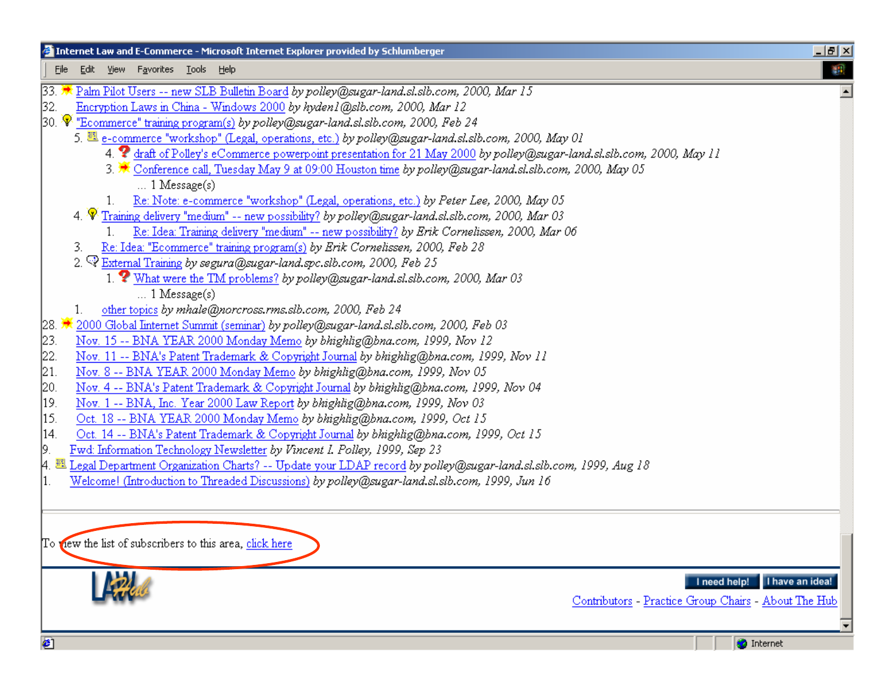Internet Law and E-Commerce - Microsoft Internet Explorer provided by Schlumberger

File Edit View Favorites Tools Help

33. Palm Pilot Users -- new SLB Bulletin Board *by polley@sugar-land.sl.slb.com, 2000, Mar 15*
32. Encryption Laws in China - Windows 2000 *by hyden1@slb.com, 2000, Mar 12*
30. "Ecommerce" training program(s) *by polley@sugar-land.sl.slb.com, 2000, Feb 24*
    - 5. e-commerce "workshop" (Legal, operations, etc.) *by polley@sugar-land.sl.slb.com, 2000, May 01*
        - 4. draft of Polley's eCommerce powerpoint presentation for 21 May 2000 *by polley@sugar-land.sl.slb.com, 2000, May 11*
        - 3. Conference call, Tuesday May 9 at 09:00 Houston time *by polley@sugar-land.sl.slb.com, 2000, May 05*
            - ... 1 Message(s)
        - 1. Re: Note: e-commerce "workshop" (Legal, operations, etc.) *by Peter Lee, 2000, May 05*
    - 4. Training delivery "medium" -- new possibility? *by polley@sugar-land.sl.slb.com, 2000, Mar 03*
        - 1. Re: Idea: Training delivery "medium" -- new possibility? *by Erik Cornelissen, 2000, Mar 06*
    - 3. Re: Idea: "Ecommerce" training program(s) *by Erik Cornelissen, 2000, Feb 28*
    - 2. External Training *by segura@sugar-land.spc.slb.com, 2000, Feb 25*
        - 1. What were the TM problems? *by polley@sugar-land.sl.slb.com, 2000, Mar 03*
            - ... 1 Message(s)
    - 1. other topics *by mhale@norcross.rms.slb.com, 2000, Feb 24*
28. 2000 Global Internet Summit (seminar) *by polley@sugar-land.sl.slb.com, 2000, Feb 03*
23. Nov. 15 -- BNA YEAR 2000 Monday Memo *by bhighlig@bna.com, 1999, Nov 12*
22. Nov. 11 -- BNA's Patent Trademark & Copyright Journal *by bhighlig@bna.com, 1999, Nov 11*
21. Nov. 8 -- BNA YEAR 2000 Monday Memo *by bhighlig@bna.com, 1999, Nov 05*
20. Nov. 4 -- BNA's Patent Trademark & Copyright Journal *by bhighlig@bna.com, 1999, Nov 04*
19. Nov. 1 -- BNA, Inc. Year 2000 Law Report *by bhighlig@bna.com, 1999, Nov 03*
15. Oct. 18 -- BNA YEAR 2000 Monday Memo *by bhighlig@bna.com, 1999, Oct 15*
14. Oct. 14 -- BNA's Patent Trademark & Copyright Journal *by bhighlig@bna.com, 1999, Oct 15*
9. Fwd: Information Technology Newsletter *by Vincent I. Polley, 1999, Sep 23*
4. Legal Department Organization Charts? -- Update your LDAP record *by polley@sugar-land.sl.slb.com, 1999, Aug 18*
1. Welcome! (Introduction to Threaded Discussions) *by polley@sugar-land.sl.slb.com, 1999, Jun 16*

To view the list of subscribers to this area, click here

LAW Hub

I need help! | I have an idea!

Contributors - Practice Group Chairs - About The Hub

Internet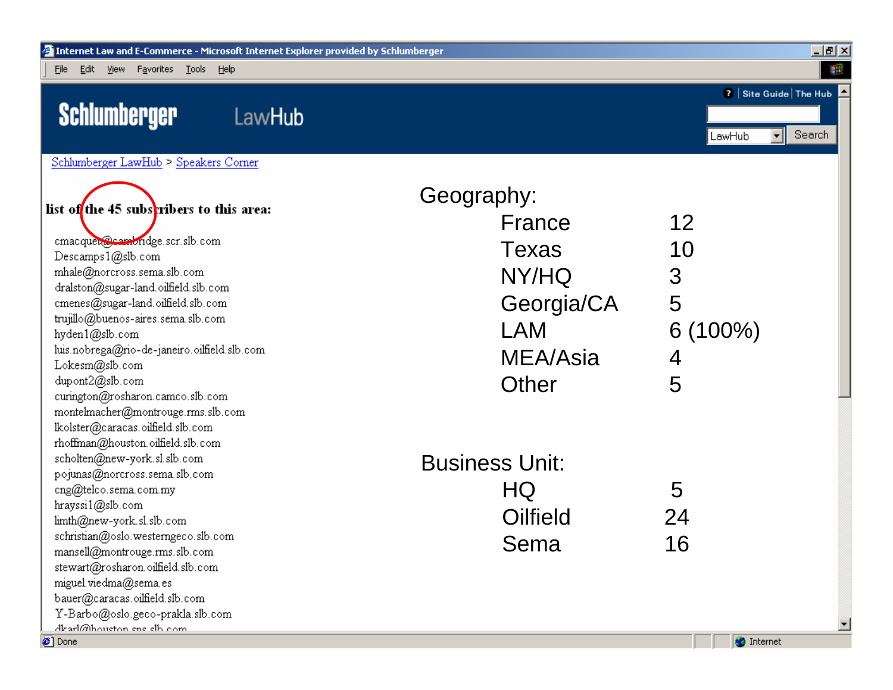Internet Law and E-Commerce - Microsoft Internet Explorer provided by Schlumberger

Schlumberger LawHub

Schlumberger LawHub > Speakers Corner

**list of the 45 subscribers to this area:**

cmacquet@cambridge.scr.slb.com
Descamps1@slb.com
mhale@norcross.sema.slb.com
dralston@sugar-land.oilfield.slb.com
cmenes@sugar-land.oilfield.slb.com
trujillo@buenos-aires.sema.slb.com
hyden1@slb.com
luis.nobrega@rio-de-janeiro.oilfield.slb.com
Lokesm@slb.com
dupont2@slb.com
curington@rosharon.camco.slb.com
montelmacher@montrouge.rms.slb.com
lkolster@caracas.oilfield.slb.com
rhoffman@houston.oilfield.slb.com
scholten@new-york.sl.slb.com
pojunas@norcross.sema.slb.com
cng@telco.sema.com.my
hrayssi1@slb.com
limth@new-york.sl.slb.com
schristian@oslo.westerngeco.slb.com
mansell@montrouge.rms.slb.com
stewart@rosharon.oilfield.slb.com
miguel.viedma@sema.es
bauer@caracas.oilfield.slb.com
Y-Barbo@oslo.geco-prakla.slb.com
dkarl@houston.sns.slb.com

**Geography:**

| Region | Count |
|---|---|
| France | 12 |
| Texas | 10 |
| NY/HQ | 3 |
| Georgia/CA | 5 |
| LAM | 6 (100%) |
| MEA/Asia | 4 |
| Other | 5 |

**Business Unit:**

| Unit | Count |
|---|---|
| HQ | 5 |
| Oilfield | 24 |
| Sema | 16 |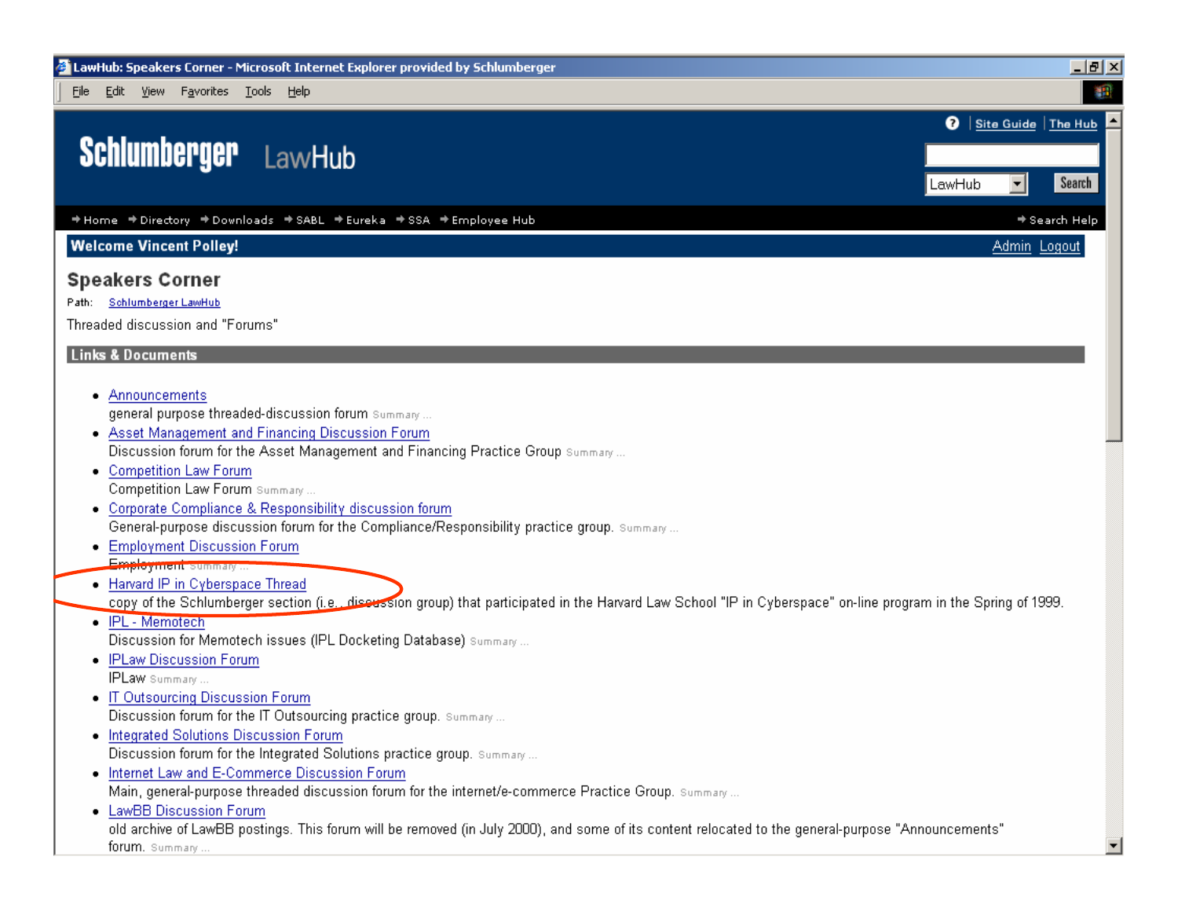LawHub: Speakers Corner - Microsoft Internet Explorer provided by Schlumberger

File Edit View Favorites Tools Help

Site Guide | The Hub

Schlumberger LawHub

LawHub Search

Home Directory Downloads SABL Eureka SSA Employee Hub Search Help

**Welcome Vincent Polley!** Admin Logout

## Speakers Corner

Path: Schlumberger LawHub

Threaded discussion and "Forums"

### Links & Documents

- Announcements
  general purpose threaded-discussion forum Summary ...
- Asset Management and Financing Discussion Forum
  Discussion forum for the Asset Management and Financing Practice Group Summary ...
- Competition Law Forum
  Competition Law Forum Summary ...
- Corporate Compliance & Responsibility discussion forum
  General-purpose discussion forum for the Compliance/Responsibility practice group. Summary ...
- Employment Discussion Forum
  Employment Summary ...
- Harvard IP in Cyberspace Thread
  copy of the Schlumberger section (i.e., discussion group) that participated in the Harvard Law School "IP in Cyberspace" on-line program in the Spring of 1999.
- IPL - Memotech
  Discussion for Memotech issues (IPL Docketing Database) Summary ...
- IPLaw Discussion Forum
  IPLaw Summary ...
- IT Outsourcing Discussion Forum
  Discussion forum for the IT Outsourcing practice group. Summary ...
- Integrated Solutions Discussion Forum
  Discussion forum for the Integrated Solutions practice group. Summary ...
- Internet Law and E-Commerce Discussion Forum
  Main, general-purpose threaded discussion forum for the internet/e-commerce Practice Group. Summary ...
- LawBB Discussion Forum
  old archive of LawBB postings. This forum will be removed (in July 2000), and some of its content relocated to the general-purpose "Announcements" forum. Summary ...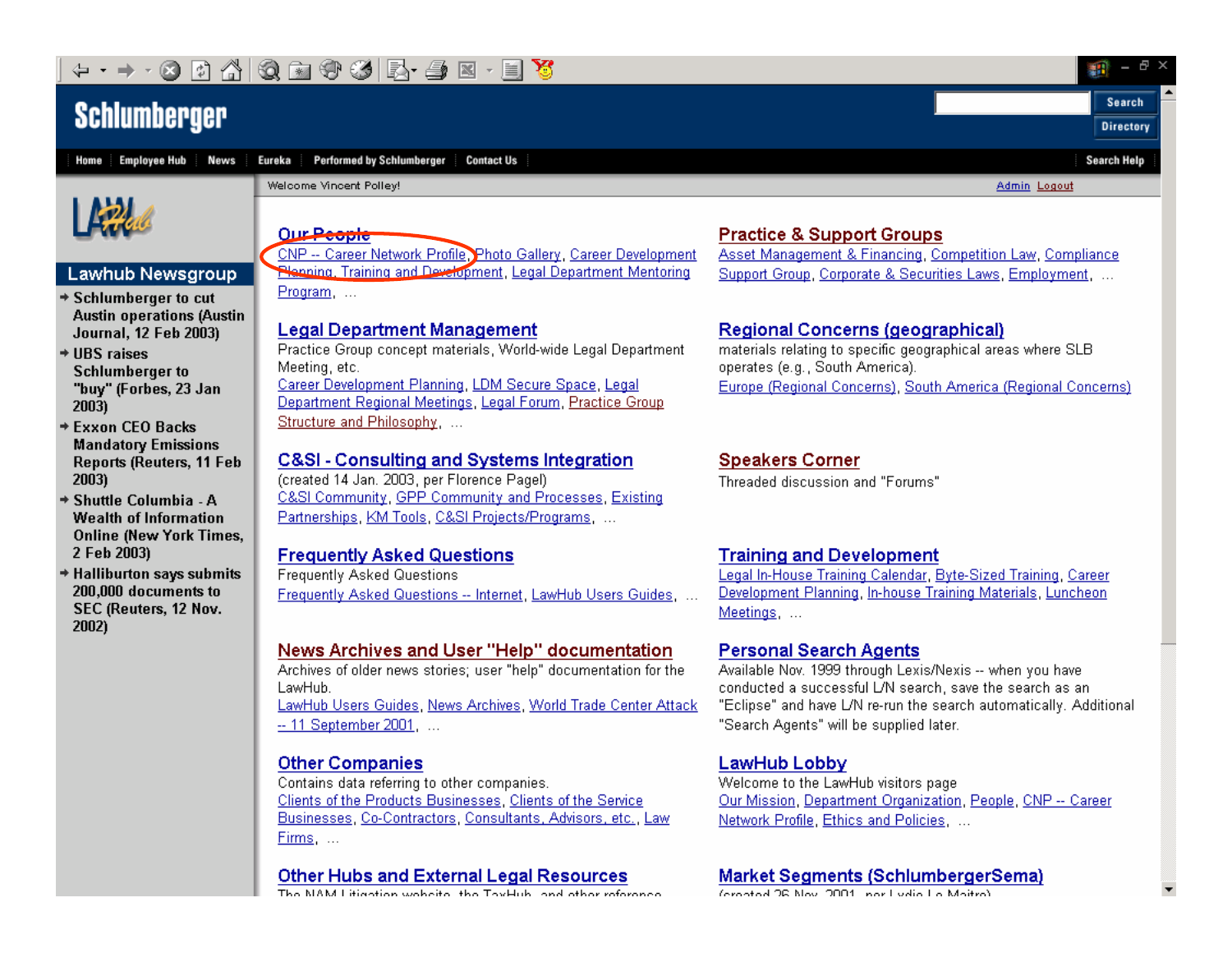Schlumberger

Search | Directory

Home | Employee Hub | News | Eureka | Performed by Schlumberger | Contact Us | Search Help

Welcome Vincent Polley!

Admin Logout

LAW Hub

## Lawhub Newsgroup

- Schlumberger to cut Austin operations (Austin Journal, 12 Feb 2003)
- UBS raises Schlumberger to "buy" (Forbes, 23 Jan 2003)
- Exxon CEO Backs Mandatory Emissions Reports (Reuters, 11 Feb 2003)
- Shuttle Columbia - A Wealth of Information Online (New York Times, 2 Feb 2003)
- Halliburton says submits 200,000 documents to SEC (Reuters, 12 Nov. 2002)

## Our People

CNP -- Career Network Profile, Photo Gallery, Career Development Planning, Training and Development, Legal Department Mentoring Program, ...

## Legal Department Management

Practice Group concept materials, World-wide Legal Department Meeting, etc.

Career Development Planning, LDM Secure Space, Legal Department Regional Meetings, Legal Forum, Practice Group Structure and Philosophy, ...

## C&SI - Consulting and Systems Integration

(created 14 Jan. 2003, per Florence Pagel)

C&SI Community, GPP Community and Processes, Existing Partnerships, KM Tools, C&SI Projects/Programs, ...

## Frequently Asked Questions

Frequently Asked Questions

Frequently Asked Questions -- Internet, LawHub Users Guides, ...

## News Archives and User "Help" documentation

Archives of older news stories; user "help" documentation for the LawHub.

LawHub Users Guides, News Archives, World Trade Center Attack -- 11 September 2001, ...

## Other Companies

Contains data referring to other companies.

Clients of the Products Businesses, Clients of the Service Businesses, Co-Contractors, Consultants, Advisors, etc., Law Firms, ...

## Other Hubs and External Legal Resources

The NAM Litigation website, the TaxHub, and other reference

## Practice & Support Groups

Asset Management & Financing, Competition Law, Compliance Support Group, Corporate & Securities Laws, Employment, ...

## Regional Concerns (geographical)

materials relating to specific geographical areas where SLB operates (e.g., South America).

Europe (Regional Concerns), South America (Regional Concerns)

## Speakers Corner

Threaded discussion and "Forums"

## Training and Development

Legal In-House Training Calendar, Byte-Sized Training, Career Development Planning, In-house Training Materials, Luncheon Meetings, ...

## Personal Search Agents

Available Nov. 1999 through Lexis/Nexis -- when you have conducted a successful L/N search, save the search as an "Eclipse" and have L/N re-run the search automatically. Additional "Search Agents" will be supplied later.

## LawHub Lobby

Welcome to the LawHub visitors page

Our Mission, Department Organization, People, CNP -- Career Network Profile, Ethics and Policies, ...

## Market Segments (SchlumbergerSema)

(created 26 Nov. 2001, per Lydie Le Maitre)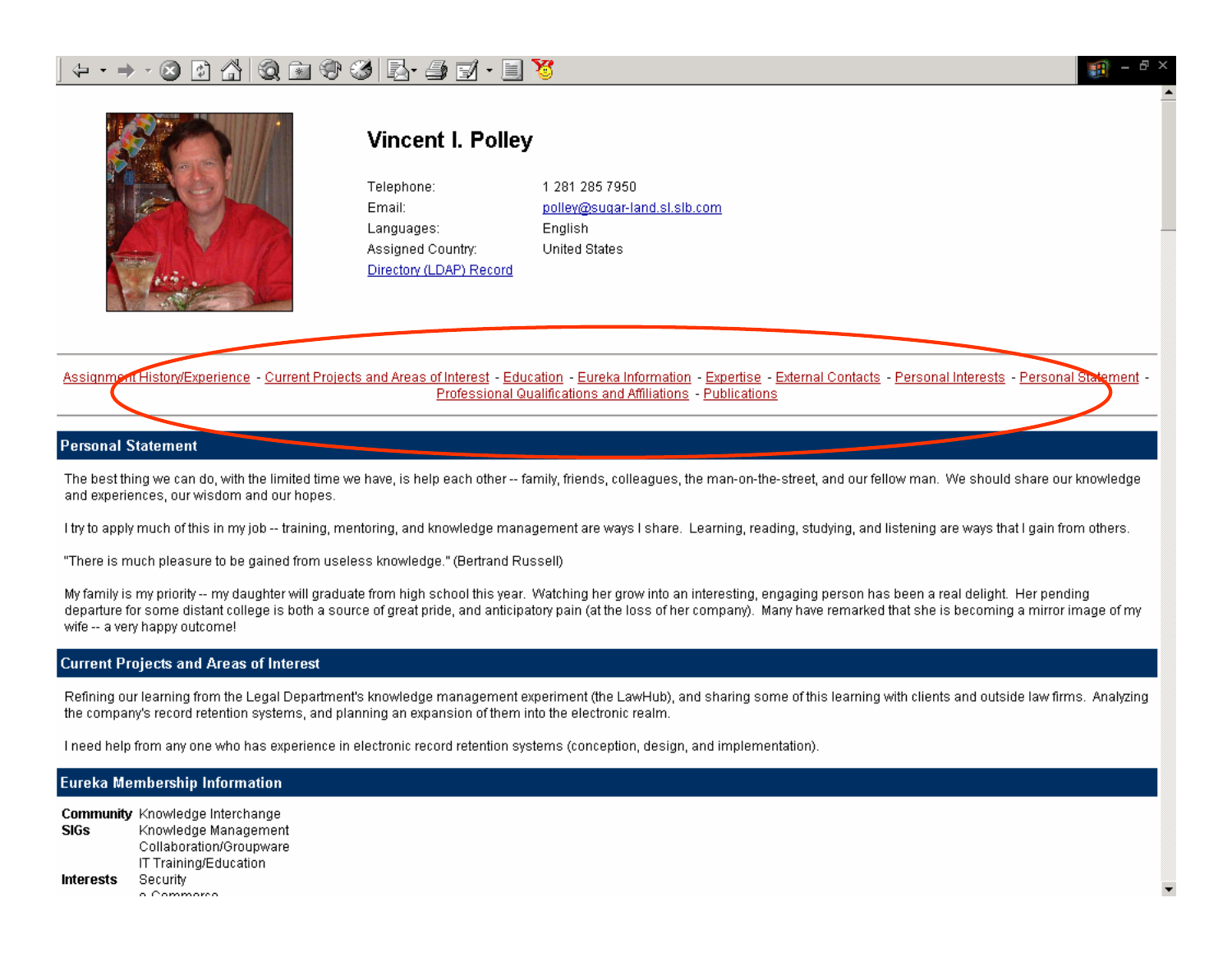# Vincent I. Polley

| | |
|---|---|
| Telephone: | 1 281 285 7950 |
| Email: | polley@sugar-land.sl.slb.com |
| Languages: | English |
| Assigned Country: | United States |

Directory (LDAP) Record

Assignment History/Experience - Current Projects and Areas of Interest - Education - Eureka Information - Expertise - External Contacts - Personal Interests - Personal Statement - Professional Qualifications and Affiliations - Publications

## Personal Statement

The best thing we can do, with the limited time we have, is help each other -- family, friends, colleagues, the man-on-the-street, and our fellow man. We should share our knowledge and experiences, our wisdom and our hopes.

I try to apply much of this in my job -- training, mentoring, and knowledge management are ways I share. Learning, reading, studying, and listening are ways that I gain from others.

"There is much pleasure to be gained from useless knowledge." (Bertrand Russell)

My family is my priority -- my daughter will graduate from high school this year. Watching her grow into an interesting, engaging person has been a real delight. Her pending departure for some distant college is both a source of great pride, and anticipatory pain (at the loss of her company). Many have remarked that she is becoming a mirror image of my wife -- a very happy outcome!

## Current Projects and Areas of Interest

Refining our learning from the Legal Department's knowledge management experiment (the LawHub), and sharing some of this learning with clients and outside law firms. Analyzing the company's record retention systems, and planning an expansion of them into the electronic realm.

I need help from any one who has experience in electronic record retention systems (conception, design, and implementation).

## Eureka Membership Information

**Community SIGs**: Knowledge Interchange, Knowledge Management, Collaboration/Groupware, IT Training/Education

**Interests**: Security, e-Commerce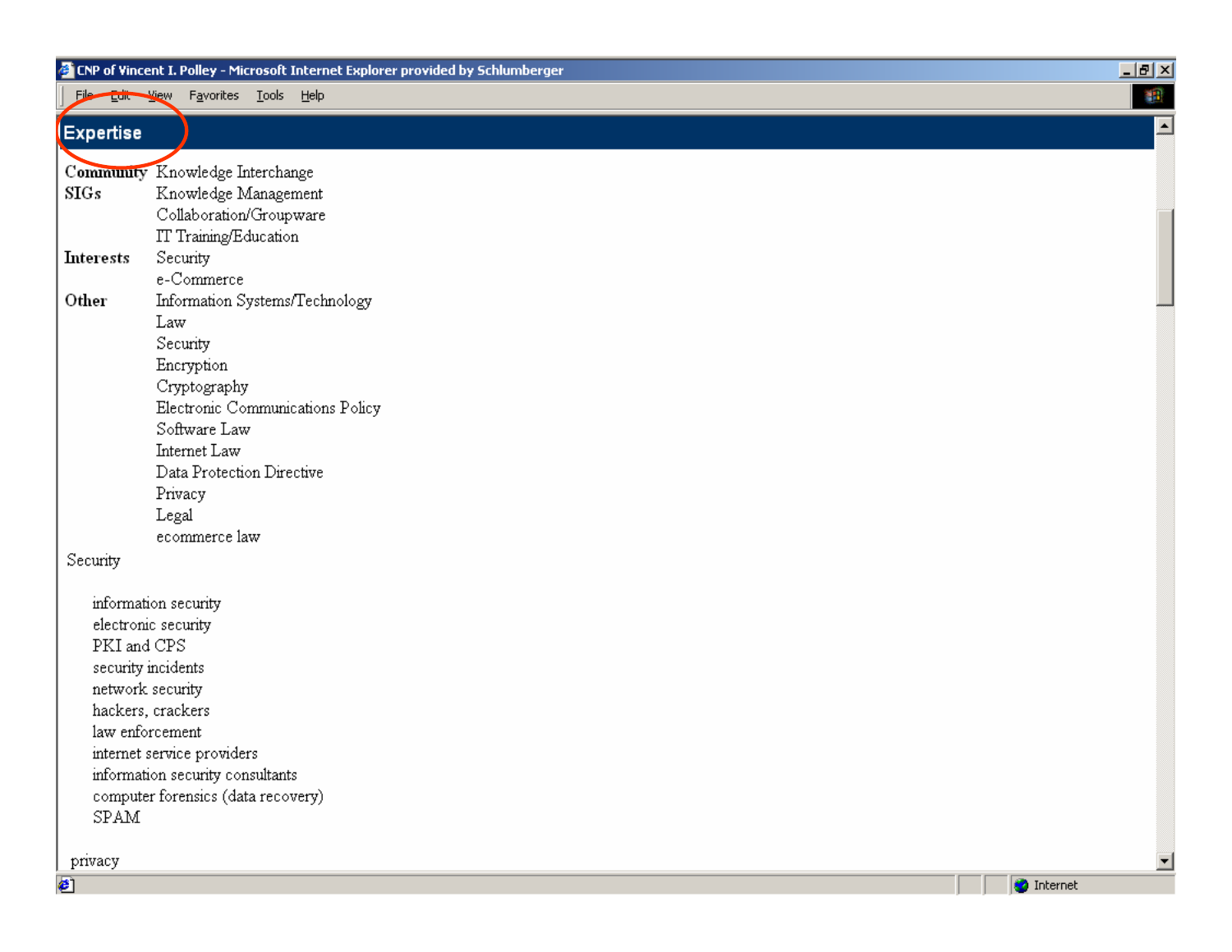CNP of Vincent I. Polley - Microsoft Internet Explorer provided by Schlumberger

## Expertise

| | |
|---|---|
| **Community SIGs** | Knowledge Interchange |
| | Knowledge Management |
| | Collaboration/Groupware |
| | IT Training/Education |
| **Interests** | Security |
| | e-Commerce |
| **Other** | Information Systems/Technology |
| | Law |
| | Security |
| | Encryption |
| | Cryptography |
| | Electronic Communications Policy |
| | Software Law |
| | Internet Law |
| | Data Protection Directive |
| | Privacy |
| | Legal |
| | ecommerce law |

Security

- information security
- electronic security
- PKI and CPS
- security incidents
- network security
- hackers, crackers
- law enforcement
- internet service providers
- information security consultants
- computer forensics (data recovery)
- SPAM

privacy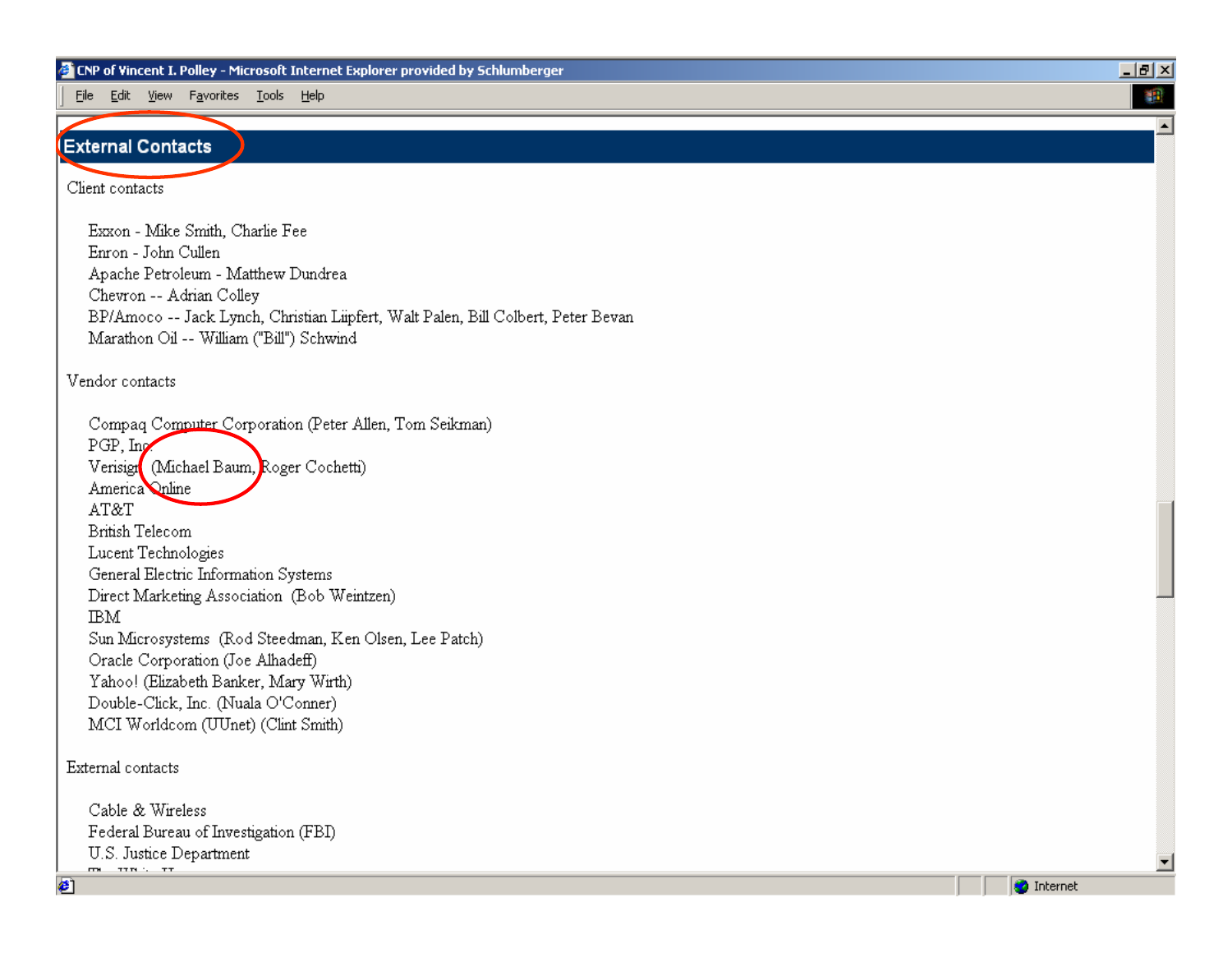CNP of Vincent I. Polley - Microsoft Internet Explorer provided by Schlumberger

File Edit View Favorites Tools Help

## External Contacts

Client contacts

- Exxon - Mike Smith, Charlie Fee
- Enron - John Cullen
- Apache Petroleum - Matthew Dundrea
- Chevron -- Adrian Colley
- BP/Amoco -- Jack Lynch, Christian Liipfert, Walt Palen, Bill Colbert, Peter Bevan
- Marathon Oil -- William ("Bill") Schwind

Vendor contacts

- Compaq Computer Corporation (Peter Allen, Tom Seikman)
- PGP, Inc.
- Verisign (Michael Baum, Roger Cochetti)
- America Online
- AT&T
- British Telecom
- Lucent Technologies
- General Electric Information Systems
- Direct Marketing Association (Bob Weintzen)
- IBM
- Sun Microsystems (Rod Steedman, Ken Olsen, Lee Patch)
- Oracle Corporation (Joe Alhadeff)
- Yahoo! (Elizabeth Banker, Mary Wirth)
- Double-Click, Inc. (Nuala O'Conner)
- MCI Worldcom (UUnet) (Clint Smith)

External contacts

- Cable & Wireless
- Federal Bureau of Investigation (FBI)
- U.S. Justice Department

Internet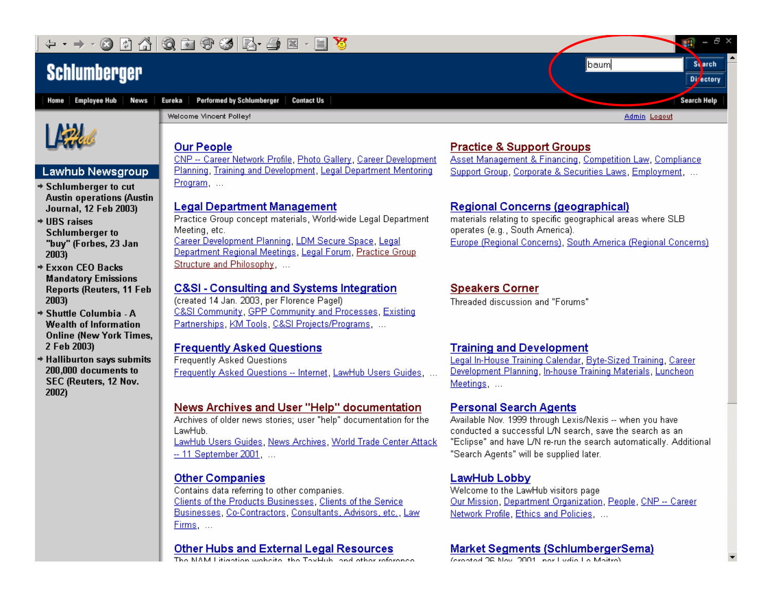Schlumberger

baum

Search

Directory

Home | Employee Hub | News | Eureka | Performed by Schlumberger | Contact Us | Search Help

Welcome Vincent Polley!

Admin Logout

LAWHub

## Lawhub Newsgroup

- Schlumberger to cut Austin operations (Austin Journal, 12 Feb 2003)
- UBS raises Schlumberger to "buy" (Forbes, 23 Jan 2003)
- Exxon CEO Backs Mandatory Emissions Reports (Reuters, 11 Feb 2003)
- Shuttle Columbia - A Wealth of Information Online (New York Times, 2 Feb 2003)
- Halliburton says submits 200,000 documents to SEC (Reuters, 12 Nov. 2002)

## Our People

CNP -- Career Network Profile, Photo Gallery, Career Development Planning, Training and Development, Legal Department Mentoring Program, ...

## Legal Department Management

Practice Group concept materials, World-wide Legal Department Meeting, etc.

Career Development Planning, LDM Secure Space, Legal Department Regional Meetings, Legal Forum, Practice Group Structure and Philosophy, ...

## C&SI - Consulting and Systems Integration

(created 14 Jan. 2003, per Florence Pagel)

C&SI Community, GPP Community and Processes, Existing Partnerships, KM Tools, C&SI Projects/Programs, ...

## Frequently Asked Questions

Frequently Asked Questions

Frequently Asked Questions -- Internet, LawHub Users Guides, ...

## News Archives and User "Help" documentation

Archives of older news stories; user "help" documentation for the LawHub.

LawHub Users Guides, News Archives, World Trade Center Attack -- 11 September 2001, ...

## Other Companies

Contains data referring to other companies.

Clients of the Products Businesses, Clients of the Service Businesses, Co-Contractors, Consultants, Advisors, etc., Law Firms, ...

## Other Hubs and External Legal Resources

The NAM Litigation website, the TaxHub, and other reference

## Practice & Support Groups

Asset Management & Financing, Competition Law, Compliance Support Group, Corporate & Securities Laws, Employment, ...

## Regional Concerns (geographical)

materials relating to specific geographical areas where SLB operates (e.g., South America).

Europe (Regional Concerns), South America (Regional Concerns)

## Speakers Corner

Threaded discussion and "Forums"

## Training and Development

Legal In-House Training Calendar, Byte-Sized Training, Career Development Planning, In-house Training Materials, Luncheon Meetings, ...

## Personal Search Agents

Available Nov. 1999 through Lexis/Nexis -- when you have conducted a successful L/N search, save the search as an "Eclipse" and have L/N re-run the search automatically. Additional "Search Agents" will be supplied later.

## LawHub Lobby

Welcome to the LawHub visitors page

Our Mission, Department Organization, People, CNP -- Career Network Profile, Ethics and Policies, ...

## Market Segments (SchlumbergerSema)

(created 26 Nov. 2001, per Lydie Le Maitre)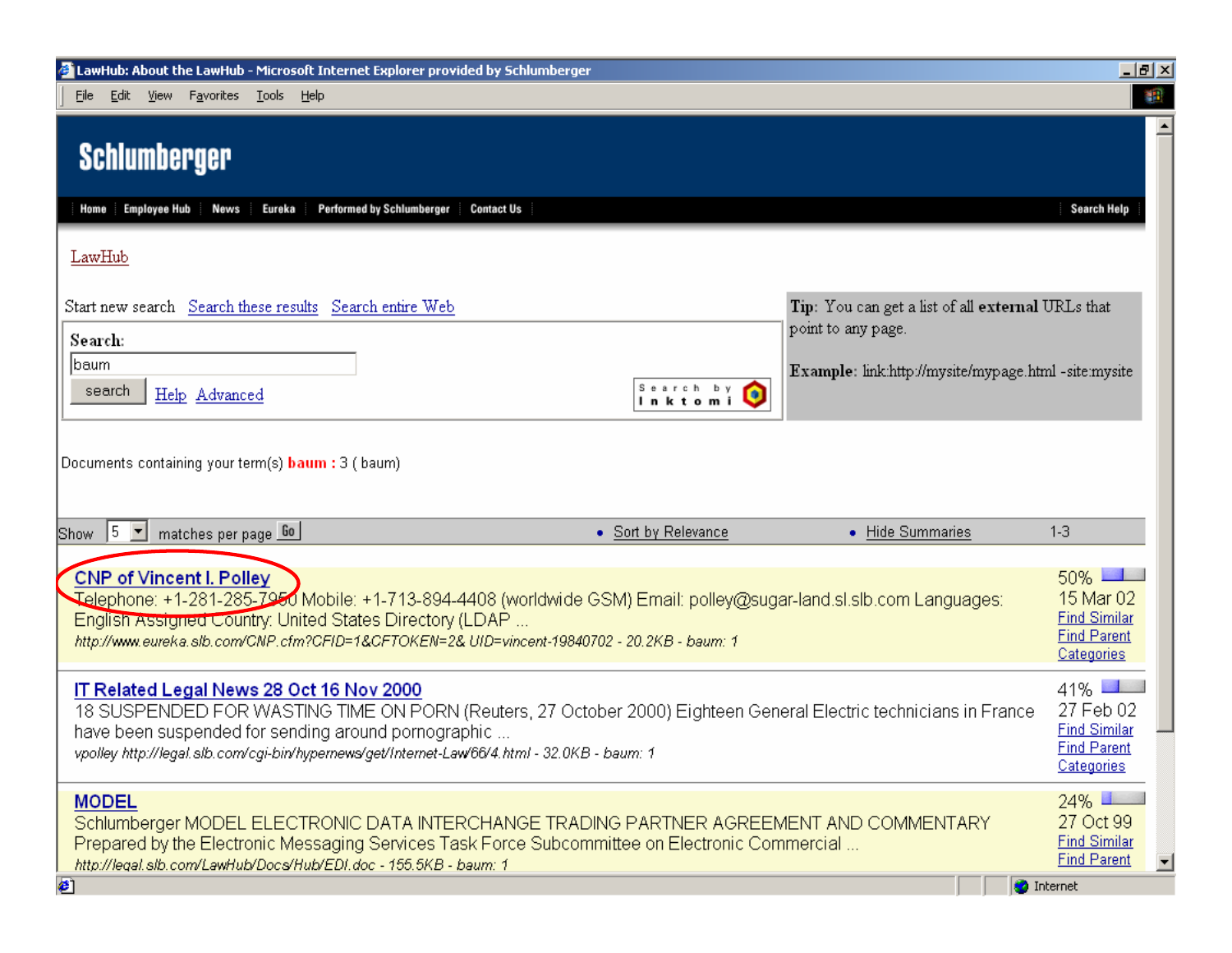LawHub: About the LawHub - Microsoft Internet Explorer provided by Schlumberger

File Edit View Favorites Tools Help

**Schlumberger**

Home | Employee Hub | News | Eureka | Performed by Schlumberger | Contact Us | Search Help

LawHub

Start new search Search these results Search entire Web

**Search:**

baum

search Help Advanced

Search by Inktomi

**Tip:** You can get a list of all **external** URLs that point to any page.

**Example:** link:http://mysite/mypage.html -site:mysite

Documents containing your term(s) **baum** : 3 ( baum)

Show 5 matches per page Go • Sort by Relevance • Hide Summaries 1-3

**CNP of Vincent I. Polley**
Telephone: +1-281-285-7950 Mobile: +1-713-894-4408 (worldwide GSM) Email: polley@sugar-land.sl.slb.com Languages: English Assigned Country: United States Directory (LDAP ...
*http://www.eureka.slb.com/CNP.cfm?CFID=1&CFTOKEN=2& UID=vincent-19840702 - 20.2KB - baum: 1*
50% 15 Mar 02 Find Similar Find Parent Categories

**IT Related Legal News 28 Oct 16 Nov 2000**
18 SUSPENDED FOR WASTING TIME ON PORN (Reuters, 27 October 2000) Eighteen General Electric technicians in France have been suspended for sending around pornographic ...
*vpolley http://legal.slb.com/cgi-bin/hypernews/get/Internet-Law/66/4.html - 32.0KB - baum: 1*
41% 27 Feb 02 Find Similar Find Parent Categories

**MODEL**
Schlumberger MODEL ELECTRONIC DATA INTERCHANGE TRADING PARTNER AGREEMENT AND COMMENTARY Prepared by the Electronic Messaging Services Task Force Subcommittee on Electronic Commercial ...
*http://legal.slb.com/LawHub/Docs/Hub/EDI.doc - 155.5KB - baum: 1*
24% 27 Oct 99 Find Similar Find Parent

Internet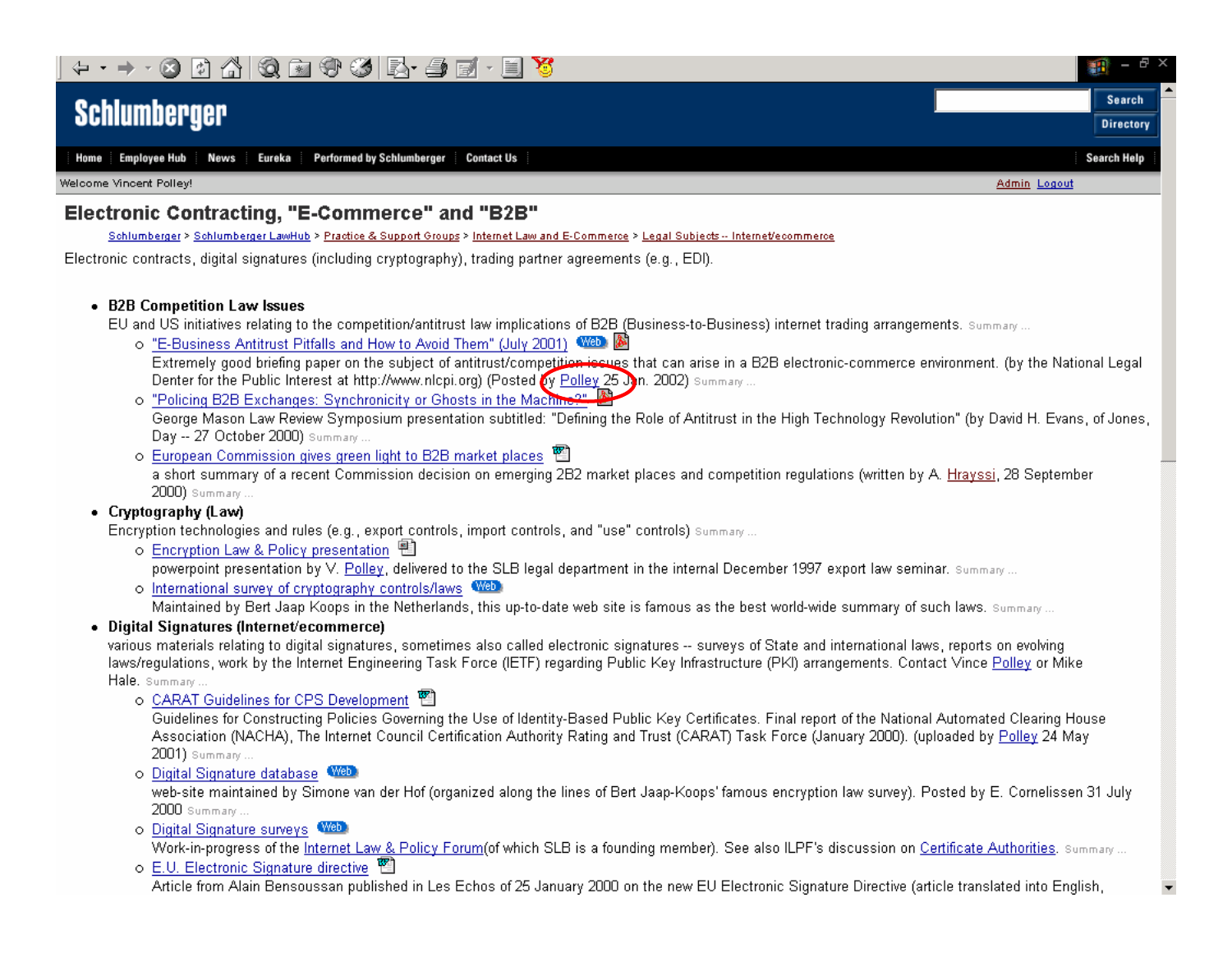Schlumberger

Home | Employee Hub | News | Eureka | Performed by Schlumberger | Contact Us | Search Help

Search | Directory

Welcome Vincent Polley!

Admin Logout

# Electronic Contracting, "E-Commerce" and "B2B"

Schlumberger > Schlumberger LawHub > Practice & Support Groups > Internet Law and E-Commerce > Legal Subjects -- Internet/ecommerce

Electronic contracts, digital signatures (including cryptography), trading partner agreements (e.g., EDI).

- **B2B Competition Law Issues**
  EU and US initiatives relating to the competition/antitrust law implications of B2B (Business-to-Business) internet trading arrangements. Summary ...
  - "E-Business Antitrust Pitfalls and How to Avoid Them" (July 2001) Web
    Extremely good briefing paper on the subject of antitrust/competition issues that can arise in a B2B electronic-commerce environment. (by the National Legal Denter for the Public Interest at http://www.nlcpi.org) (Posted by Polley 25 Jan. 2002) Summary ...
  - "Policing B2B Exchanges: Synchronicity or Ghosts in the Machine?"
    George Mason Law Review Symposium presentation subtitled: "Defining the Role of Antitrust in the High Technology Revolution" (by David H. Evans, of Jones, Day -- 27 October 2000) Summary ...
  - European Commission gives green light to B2B market places
    a short summary of a recent Commission decision on emerging 2B2 market places and competition regulations (written by A. Hrayssi, 28 September 2000) Summary ...
- **Cryptography (Law)**
  Encryption technologies and rules (e.g., export controls, import controls, and "use" controls) Summary ...
  - Encryption Law & Policy presentation
    powerpoint presentation by V. Polley, delivered to the SLB legal department in the internal December 1997 export law seminar. Summary ...
  - International survey of cryptography controls/laws Web
    Maintained by Bert Jaap Koops in the Netherlands, this up-to-date web site is famous as the best world-wide summary of such laws. Summary ...
- **Digital Signatures (Internet/ecommerce)**
  various materials relating to digital signatures, sometimes also called electronic signatures -- surveys of State and international laws, reports on evolving laws/regulations, work by the Internet Engineering Task Force (IETF) regarding Public Key Infrastructure (PKI) arrangements. Contact Vince Polley or Mike Hale. Summary ...
  - CARAT Guidelines for CPS Development
    Guidelines for Constructing Policies Governing the Use of Identity-Based Public Key Certificates. Final report of the National Automated Clearing House Association (NACHA), The Internet Council Certification Authority Rating and Trust (CARAT) Task Force (January 2000). (uploaded by Polley 24 May 2001) Summary ...
  - Digital Signature database Web
    web-site maintained by Simone van der Hof (organized along the lines of Bert Jaap-Koops' famous encryption law survey). Posted by E. Cornelissen 31 July 2000 Summary ...
  - Digital Signature surveys Web
    Work-in-progress of the Internet Law & Policy Forum(of which SLB is a founding member). See also ILPF's discussion on Certificate Authorities. Summary ...
  - E.U. Electronic Signature directive
    Article from Alain Bensoussan published in Les Echos of 25 January 2000 on the new EU Electronic Signature Directive (article translated into English,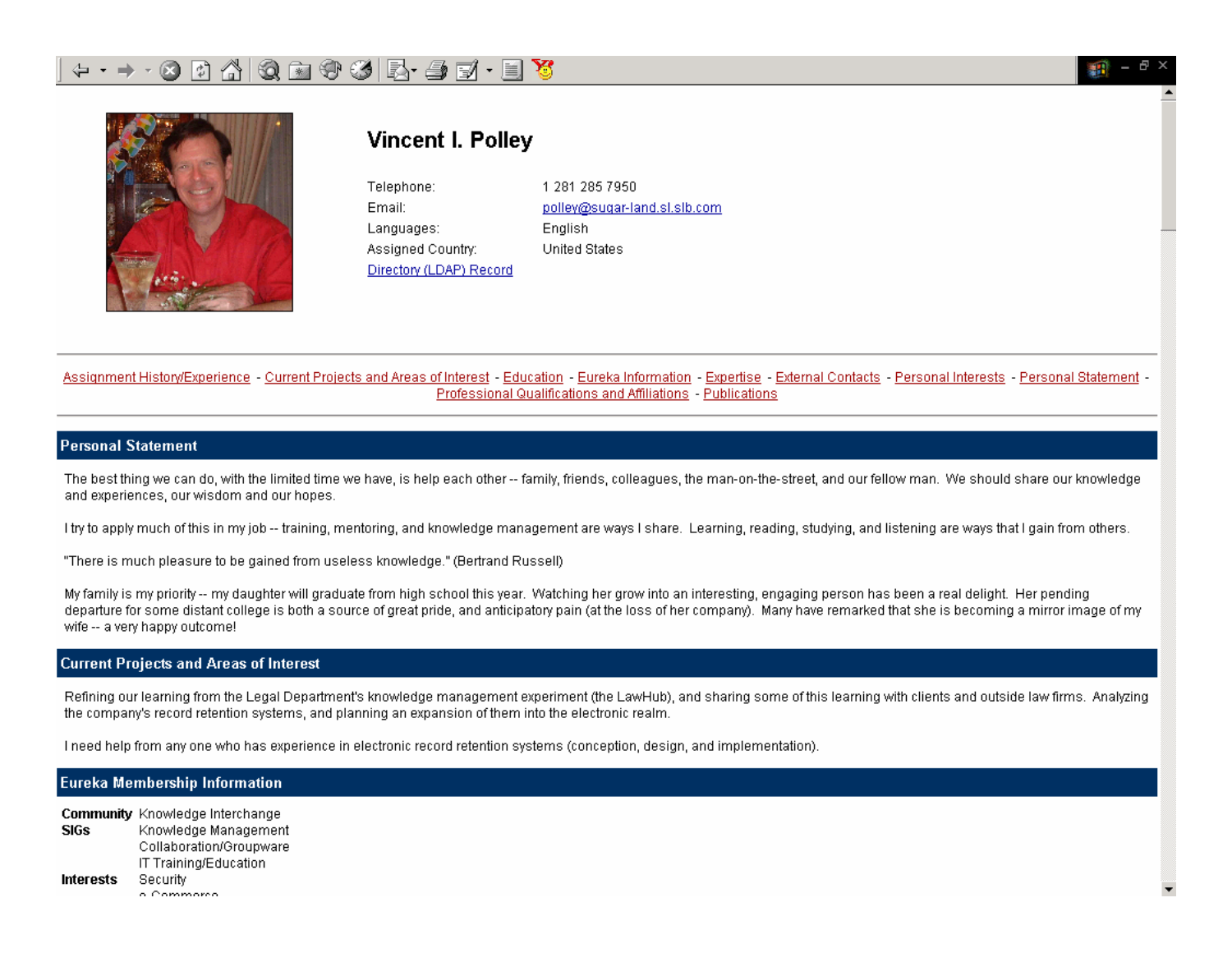# Vincent I. Polley

| | |
|---|---|
| Telephone: | 1 281 285 7950 |
| Email: | polley@sugar-land.sl.slb.com |
| Languages: | English |
| Assigned Country: | United States |

Directory (LDAP) Record

Assignment History/Experience - Current Projects and Areas of Interest - Education - Eureka Information - Expertise - External Contacts - Personal Interests - Personal Statement - Professional Qualifications and Affiliations - Publications

## Personal Statement

The best thing we can do, with the limited time we have, is help each other -- family, friends, colleagues, the man-on-the-street, and our fellow man. We should share our knowledge and experiences, our wisdom and our hopes.

I try to apply much of this in my job -- training, mentoring, and knowledge management are ways I share. Learning, reading, studying, and listening are ways that I gain from others.

"There is much pleasure to be gained from useless knowledge." (Bertrand Russell)

My family is my priority -- my daughter will graduate from high school this year. Watching her grow into an interesting, engaging person has been a real delight. Her pending departure for some distant college is both a source of great pride, and anticipatory pain (at the loss of her company). Many have remarked that she is becoming a mirror image of my wife -- a very happy outcome!

## Current Projects and Areas of Interest

Refining our learning from the Legal Department's knowledge management experiment (the LawHub), and sharing some of this learning with clients and outside law firms. Analyzing the company's record retention systems, and planning an expansion of them into the electronic realm.

I need help from any one who has experience in electronic record retention systems (conception, design, and implementation).

## Eureka Membership Information

**Community** Knowledge Interchange

**SIGs** Knowledge Management
Collaboration/Groupware
IT Training/Education

**Interests** Security
e-Commerce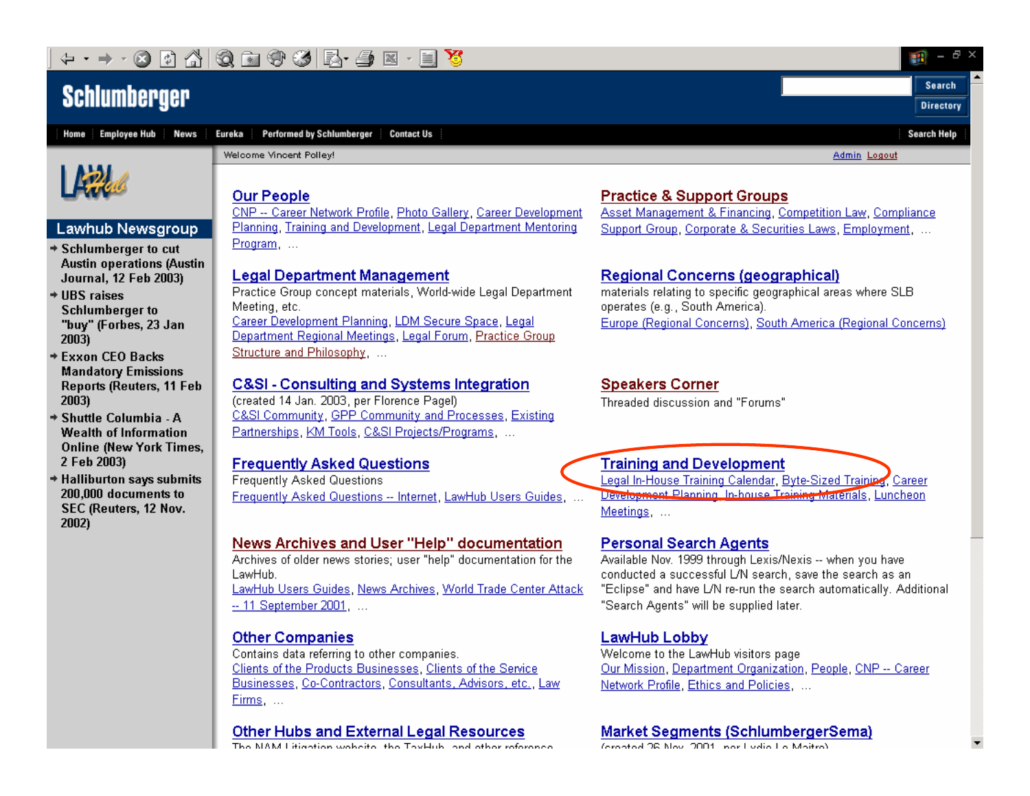Schlumberger

Search | Directory

Home | Employee Hub | News | Eureka | Performed by Schlumberger | Contact Us | Search Help

Welcome Vincent Polley!

Admin Logout

LAW Hub

## Lawhub Newsgroup

- Schlumberger to cut Austin operations (Austin Journal, 12 Feb 2003)
- UBS raises Schlumberger to "buy" (Forbes, 23 Jan 2003)
- Exxon CEO Backs Mandatory Emissions Reports (Reuters, 11 Feb 2003)
- Shuttle Columbia - A Wealth of Information Online (New York Times, 2 Feb 2003)
- Halliburton says submits 200,000 documents to SEC (Reuters, 12 Nov. 2002)

## Our People

CNP -- Career Network Profile, Photo Gallery, Career Development Planning, Training and Development, Legal Department Mentoring Program, ...

## Legal Department Management

Practice Group concept materials, World-wide Legal Department Meeting, etc.

Career Development Planning, LDM Secure Space, Legal Department Regional Meetings, Legal Forum, Practice Group Structure and Philosophy, ...

## C&SI - Consulting and Systems Integration

(created 14 Jan. 2003, per Florence Pagel)

C&SI Community, GPP Community and Processes, Existing Partnerships, KM Tools, C&SI Projects/Programs, ...

## Frequently Asked Questions

Frequently Asked Questions

Frequently Asked Questions -- Internet, LawHub Users Guides, ...

## News Archives and User "Help" documentation

Archives of older news stories; user "help" documentation for the LawHub.

LawHub Users Guides, News Archives, World Trade Center Attack -- 11 September 2001, ...

## Other Companies

Contains data referring to other companies.

Clients of the Products Businesses, Clients of the Service Businesses, Co-Contractors, Consultants, Advisors, etc., Law Firms, ...

## Other Hubs and External Legal Resources

The NAM Litigation website, the TaxHub, and other reference

## Practice & Support Groups

Asset Management & Financing, Competition Law, Compliance Support Group, Corporate & Securities Laws, Employment, ...

## Regional Concerns (geographical)

materials relating to specific geographical areas where SLB operates (e.g., South America).

Europe (Regional Concerns), South America (Regional Concerns)

## Speakers Corner

Threaded discussion and "Forums"

## Training and Development

Legal In-House Training Calendar, Byte-Sized Training, Career Development Planning, In-house Training Materials, Luncheon Meetings, ...

## Personal Search Agents

Available Nov. 1999 through Lexis/Nexis -- when you have conducted a successful L/N search, save the search as an "Eclipse" and have L/N re-run the search automatically. Additional "Search Agents" will be supplied later.

## LawHub Lobby

Welcome to the LawHub visitors page

Our Mission, Department Organization, People, CNP -- Career Network Profile, Ethics and Policies, ...

## Market Segments (SchlumbergerSema)

(created 26 Nov. 2001, per Lydie Le Maitre)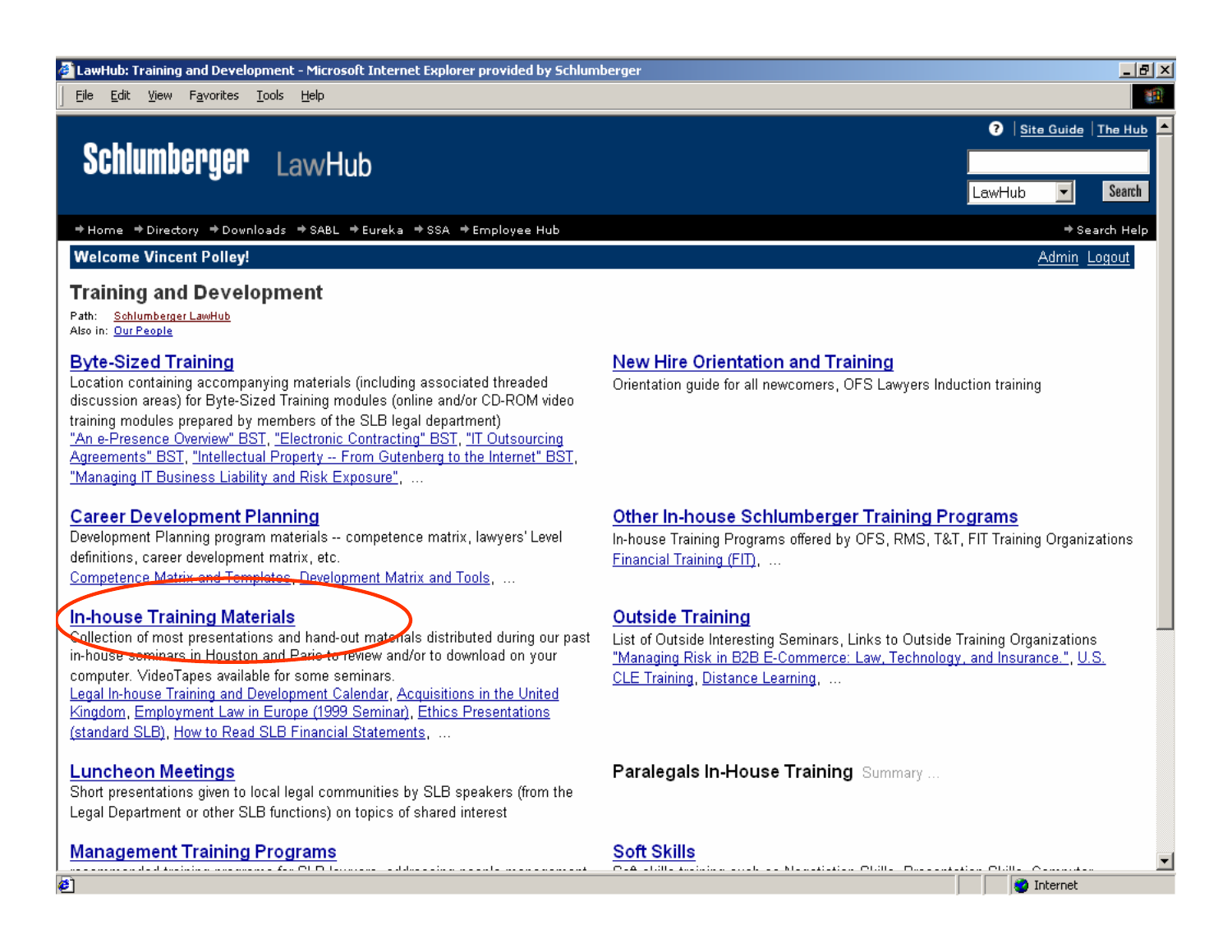LawHub: Training and Development - Microsoft Internet Explorer provided by Schlumberger

File Edit View Favorites Tools Help

Site Guide | The Hub

Schlumberger LawHub

LawHub Search

Home · Directory · Downloads · SABL · Eureka · SSA · Employee Hub · Search Help

**Welcome Vincent Polley!** Admin Logout

## Training and Development

Path: Schlumberger LawHub
Also in: Our People

### Byte-Sized Training

Location containing accompanying materials (including associated threaded discussion areas) for Byte-Sized Training modules (online and/or CD-ROM video training modules prepared by members of the SLB legal department)
"An e-Presence Overview" BST, "Electronic Contracting" BST, "IT Outsourcing Agreements" BST, "Intellectual Property -- From Gutenberg to the Internet" BST, "Managing IT Business Liability and Risk Exposure", ...

### New Hire Orientation and Training

Orientation guide for all newcomers, OFS Lawyers Induction training

### Career Development Planning

Development Planning program materials -- competence matrix, lawyers' Level definitions, career development matrix, etc.
Competence Matrix and Templates, Development Matrix and Tools, ...

### Other In-house Schlumberger Training Programs

In-house Training Programs offered by OFS, RMS, T&T, FIT Training Organizations
Financial Training (FIT), ...

### In-house Training Materials

Collection of most presentations and hand-out materials distributed during our past in-house seminars in Houston and Paris to review and/or to download on your computer. VideoTapes available for some seminars.
Legal In-house Training and Development Calendar, Acquisitions in the United Kingdom, Employment Law in Europe (1999 Seminar), Ethics Presentations (standard SLB), How to Read SLB Financial Statements, ...

### Outside Training

List of Outside Interesting Seminars, Links to Outside Training Organizations
"Managing Risk in B2B E-Commerce: Law, Technology, and Insurance.", U.S. CLE Training, Distance Learning, ...

### Luncheon Meetings

Short presentations given to local legal communities by SLB speakers (from the Legal Department or other SLB functions) on topics of shared interest

### Paralegals In-House Training

Summary ...

### Management Training Programs

### Soft Skills

Internet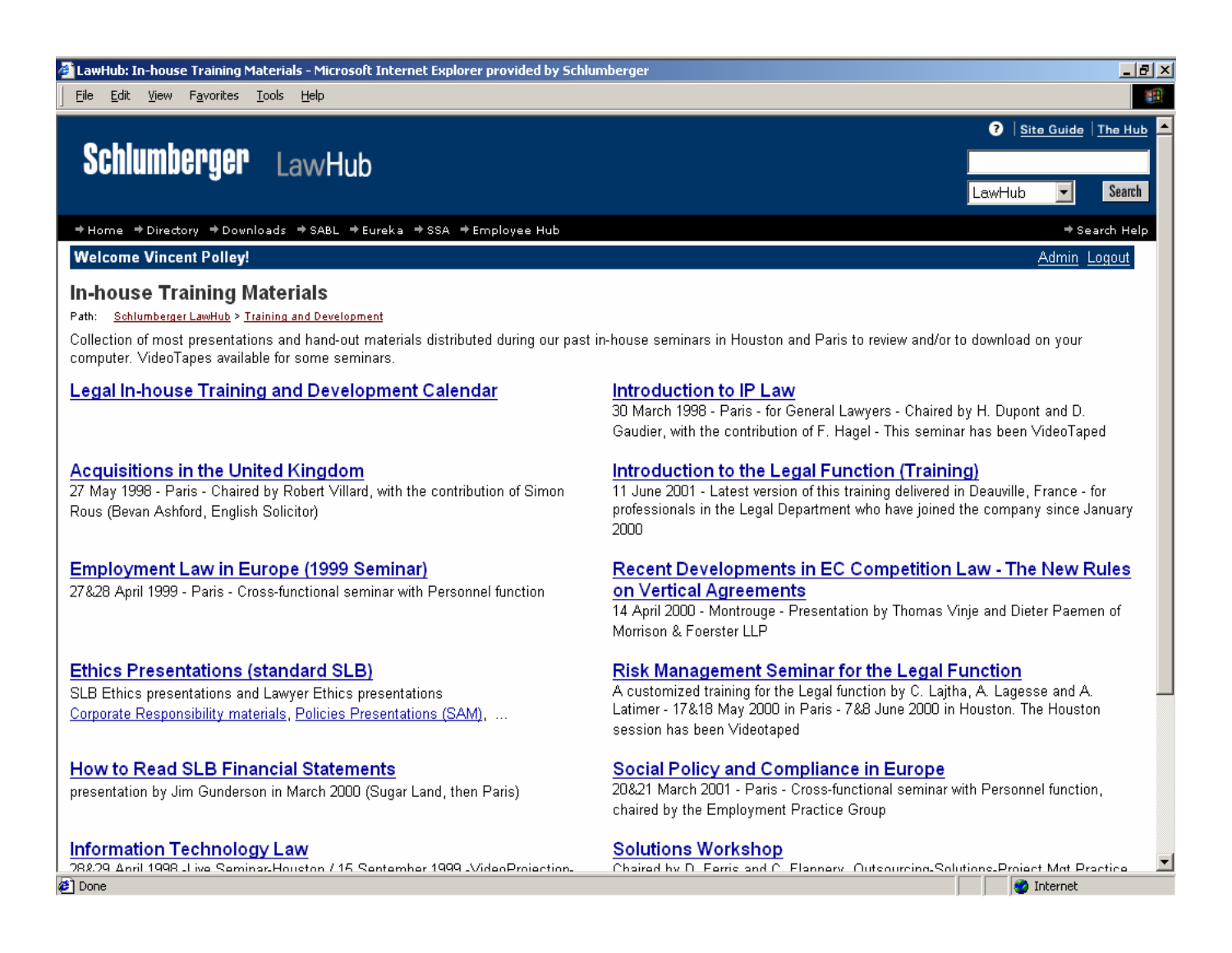LawHub: In-house Training Materials - Microsoft Internet Explorer provided by Schlumberger

File Edit View Favorites Tools Help

Site Guide | The Hub

**Schlumberger** LawHub

LawHub Search

Home Directory Downloads SABL Eureka SSA Employee Hub Search Help

**Welcome Vincent Polley!** Admin Logout

# In-house Training Materials

Path: Schlumberger LawHub > Training and Development

Collection of most presentations and hand-out materials distributed during our past in-house seminars in Houston and Paris to review and/or to download on your computer. VideoTapes available for some seminars.

**Legal In-house Training and Development Calendar**

**Acquisitions in the United Kingdom**
27 May 1998 - Paris - Chaired by Robert Villard, with the contribution of Simon Rous (Bevan Ashford, English Solicitor)

**Employment Law in Europe (1999 Seminar)**
27&28 April 1999 - Paris - Cross-functional seminar with Personnel function

**Ethics Presentations (standard SLB)**
SLB Ethics presentations and Lawyer Ethics presentations
Corporate Responsibility materials, Policies Presentations (SAM), ...

**How to Read SLB Financial Statements**
presentation by Jim Gunderson in March 2000 (Sugar Land, then Paris)

**Information Technology Law**
28&29 April 1998 - Live Seminar-Houston / 15 September 1999 -VideoProjection-

**Introduction to IP Law**
30 March 1998 - Paris - for General Lawyers - Chaired by H. Dupont and D. Gaudier, with the contribution of F. Hagel - This seminar has been VideoTaped

**Introduction to the Legal Function (Training)**
11 June 2001 - Latest version of this training delivered in Deauville, France - for professionals in the Legal Department who have joined the company since January 2000

**Recent Developments in EC Competition Law - The New Rules on Vertical Agreements**
14 April 2000 - Montrouge - Presentation by Thomas Vinje and Dieter Paemen of Morrison & Foerster LLP

**Risk Management Seminar for the Legal Function**
A customized training for the Legal function by C. Lajtha, A. Lagesse and A. Latimer - 17&18 May 2000 in Paris - 7&8 June 2000 in Houston. The Houston session has been Videotaped

**Social Policy and Compliance in Europe**
20&21 March 2001 - Paris - Cross-functional seminar with Personnel function, chaired by the Employment Practice Group

**Solutions Workshop**
Chaired by D. Ferris and C. Flannery, Outsourcing-Solutions-Project Mgt Practice

Done Internet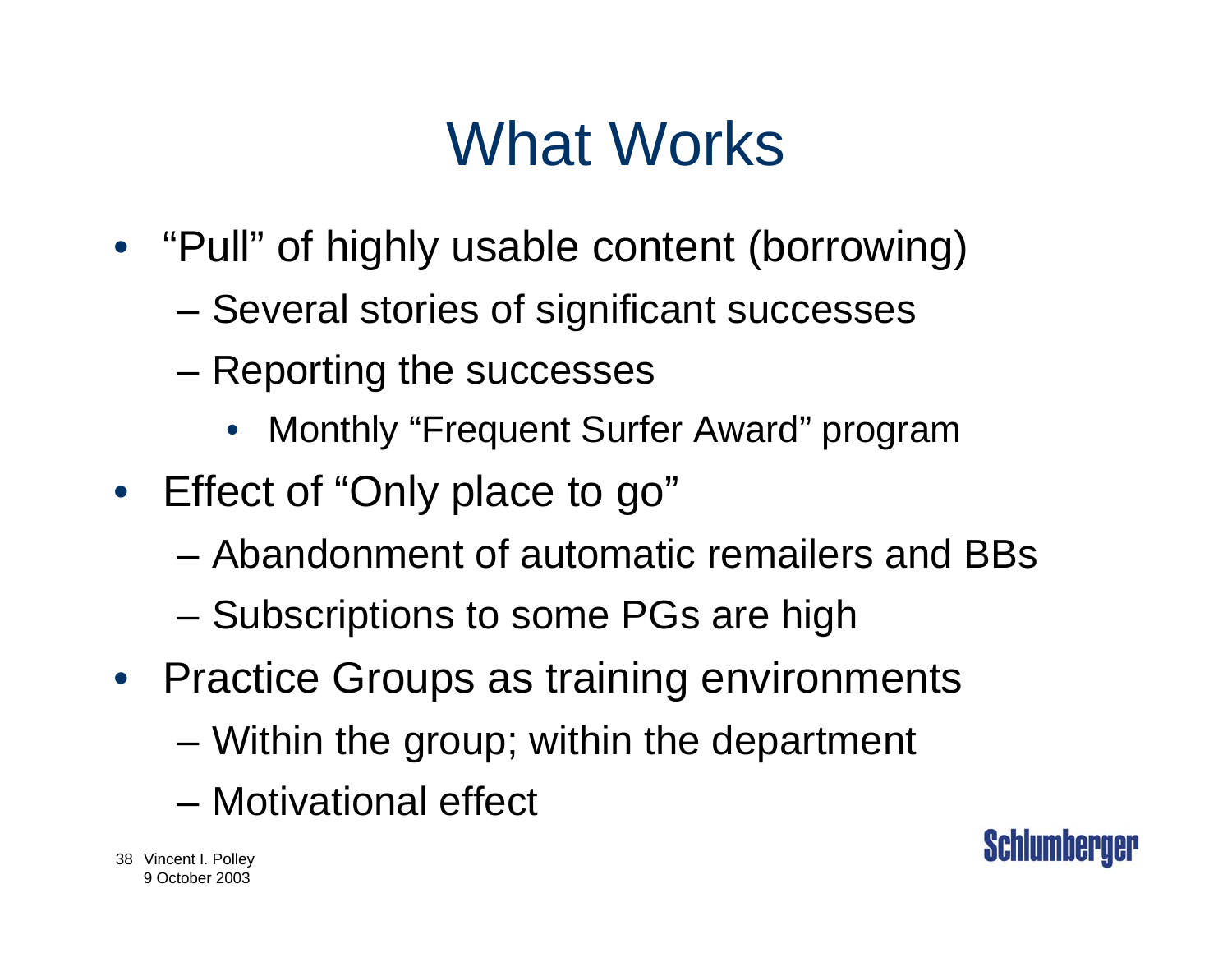# What Works

- "Pull" of highly usable content (borrowing)
  - Several stories of significant successes
  - Reporting the successes
    - Monthly "Frequent Surfer Award" program
- Effect of "Only place to go"
  - Abandonment of automatic remailers and BBs
  - Subscriptions to some PGs are high
- Practice Groups as training environments
  - Within the group; within the department
  - Motivational effect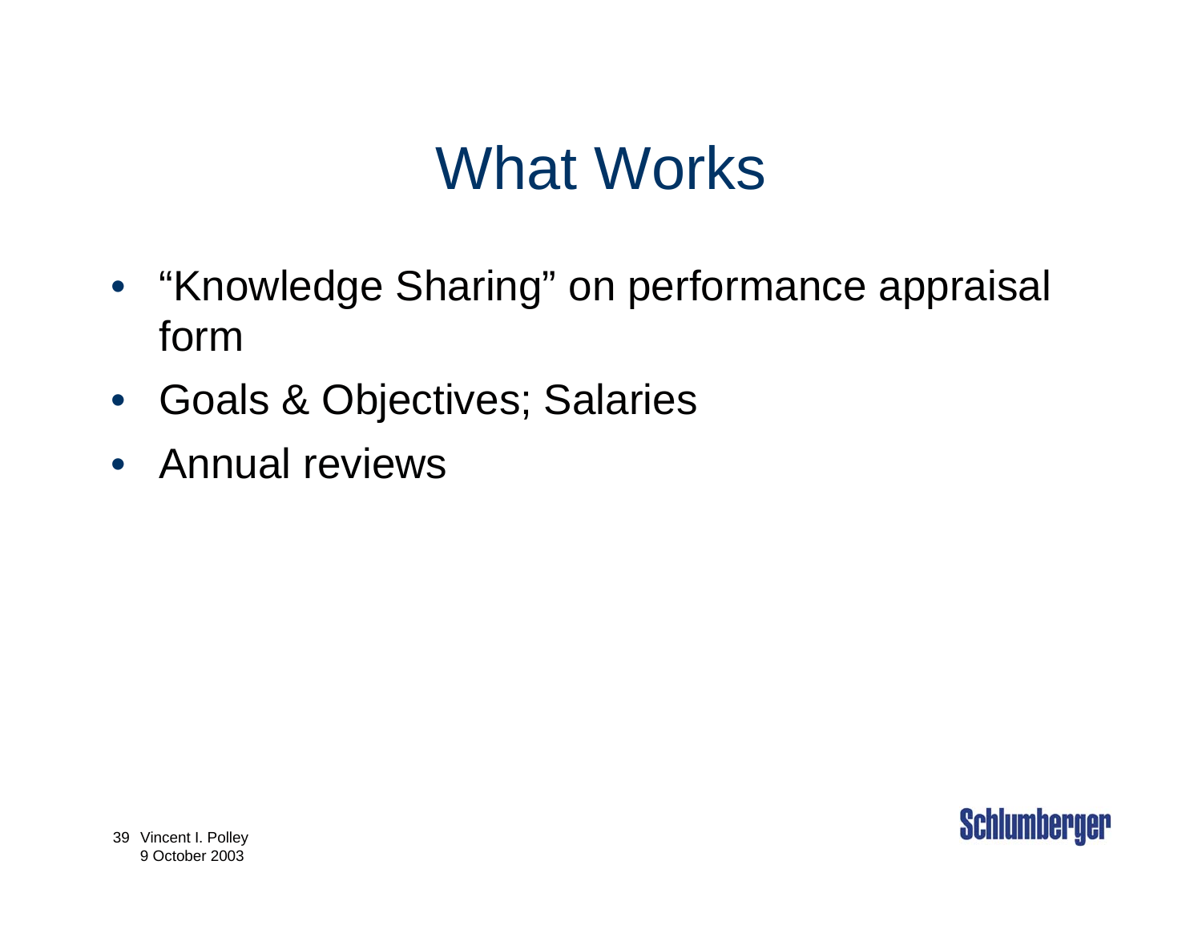# What Works

- “Knowledge Sharing” on performance appraisal form
- Goals & Objectives; Salaries
- Annual reviews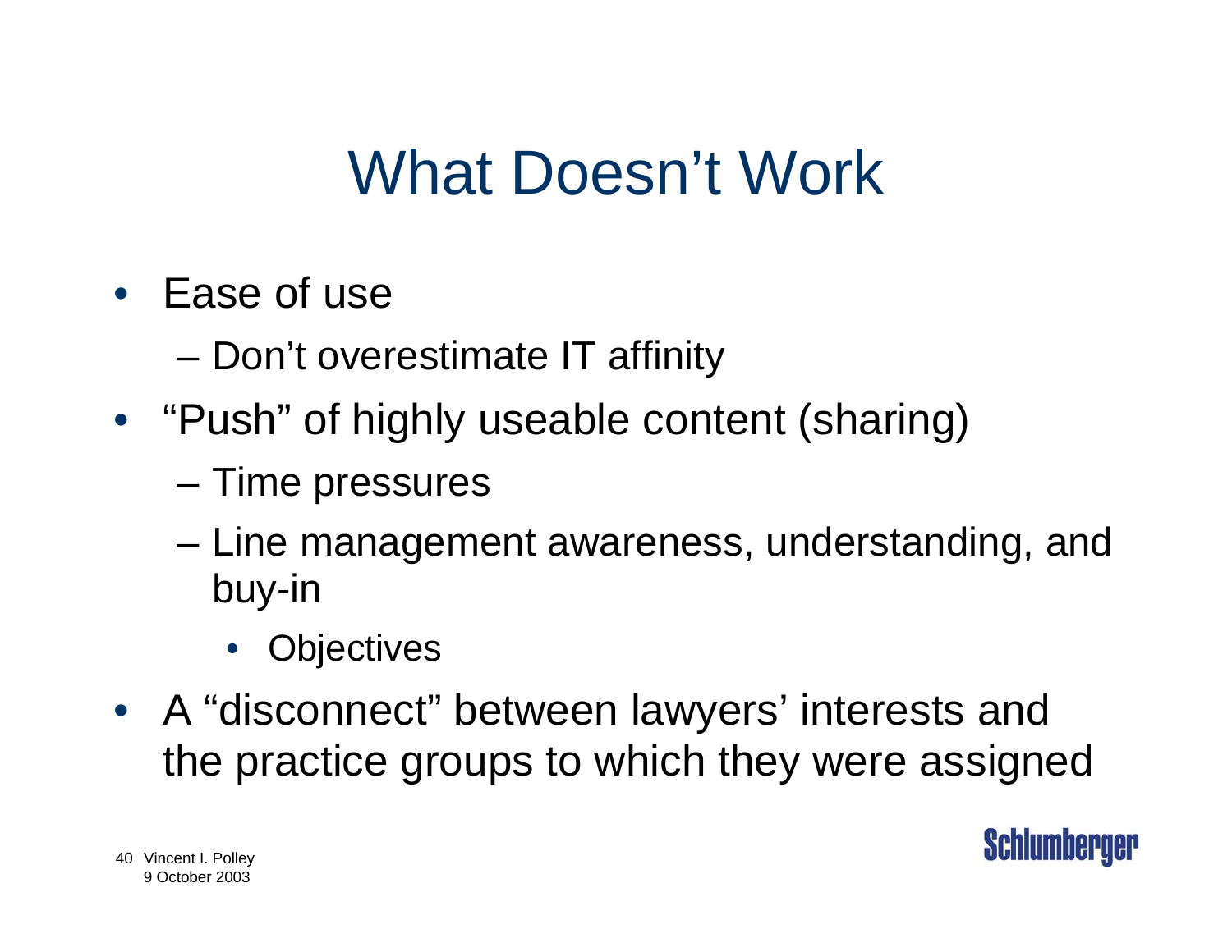# What Doesn't Work

- Ease of use
  - Don't overestimate IT affinity
- "Push" of highly useable content (sharing)
  - Time pressures
  - Line management awareness, understanding, and buy-in
    - Objectives
- A "disconnect" between lawyers' interests and the practice groups to which they were assigned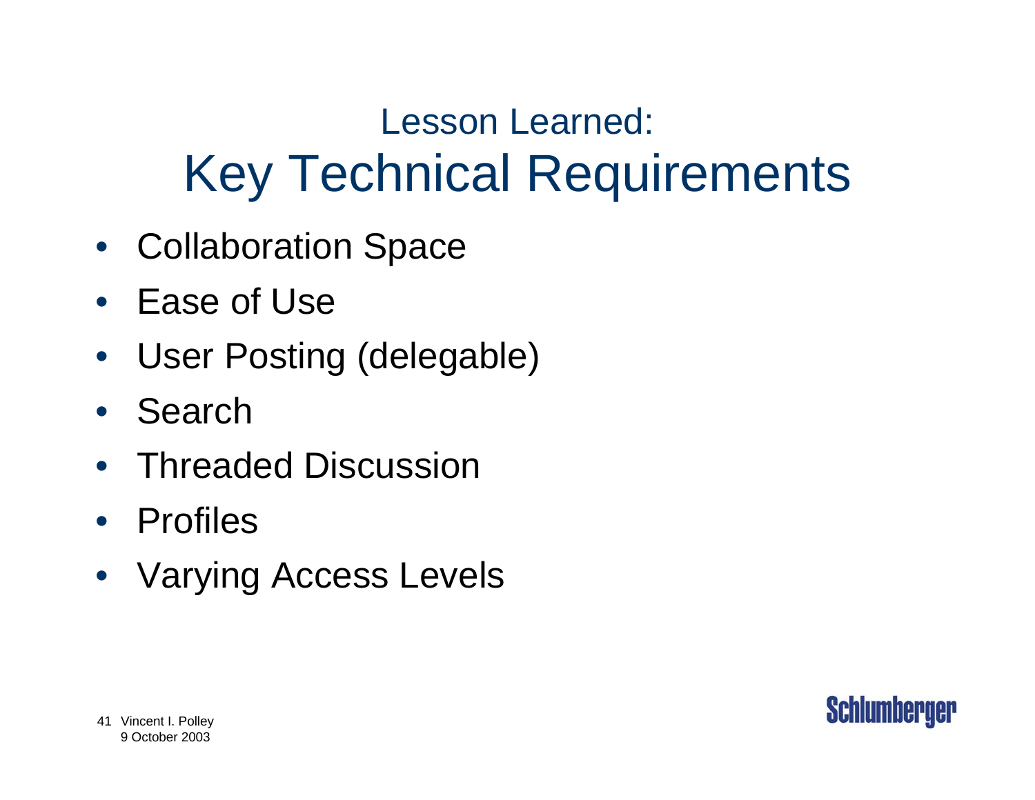# Lesson Learned:
# Key Technical Requirements

- Collaboration Space
- Ease of Use
- User Posting (delegable)
- Search
- Threaded Discussion
- Profiles
- Varying Access Levels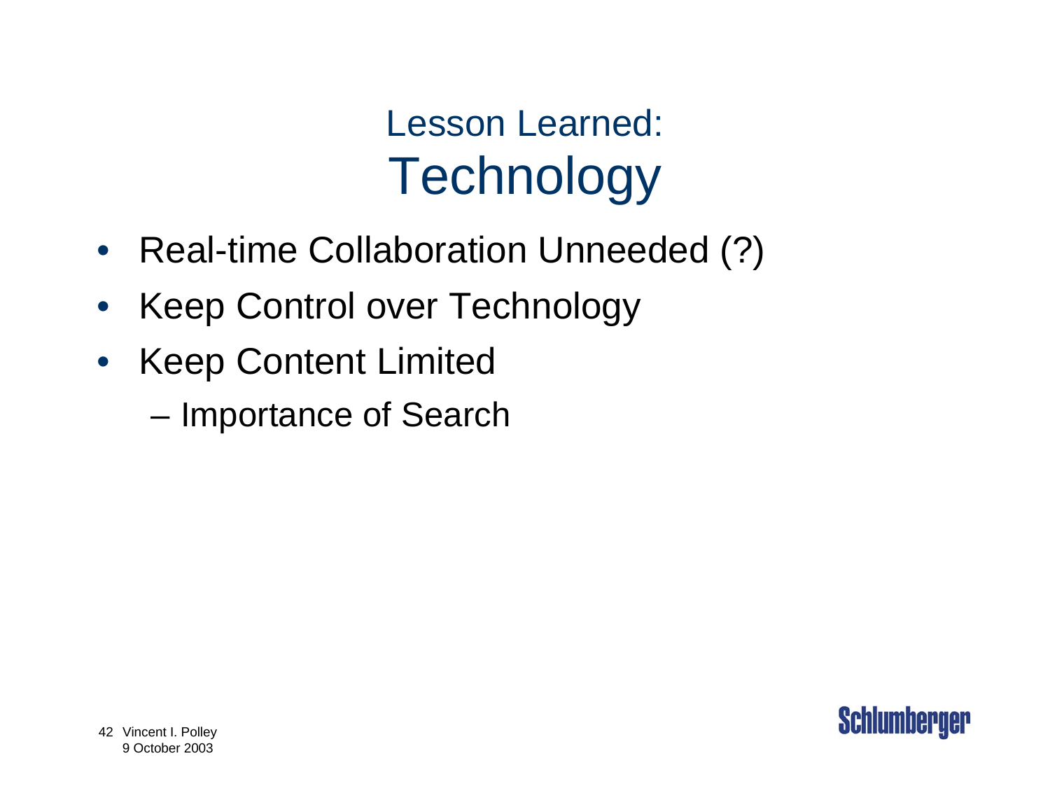# Lesson Learned: Technology

- Real-time Collaboration Unneeded (?)
- Keep Control over Technology
- Keep Content Limited
  - Importance of Search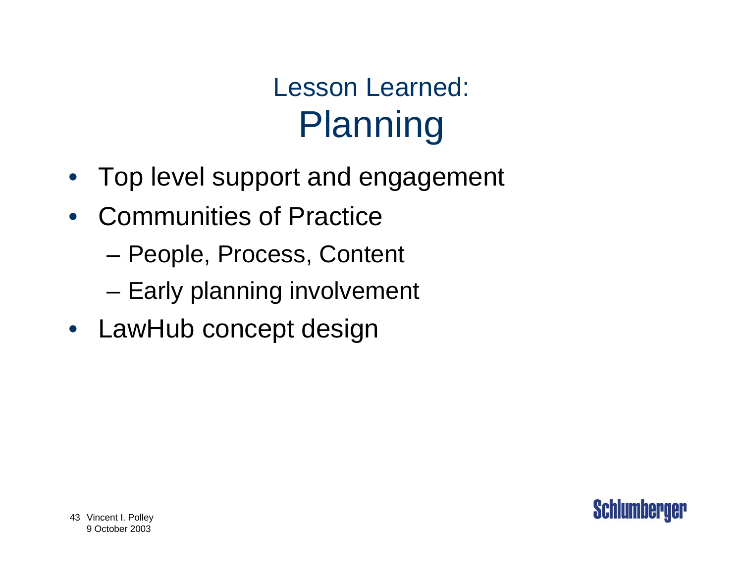# Lesson Learned: Planning

- Top level support and engagement
- Communities of Practice
  - People, Process, Content
  - Early planning involvement
- LawHub concept design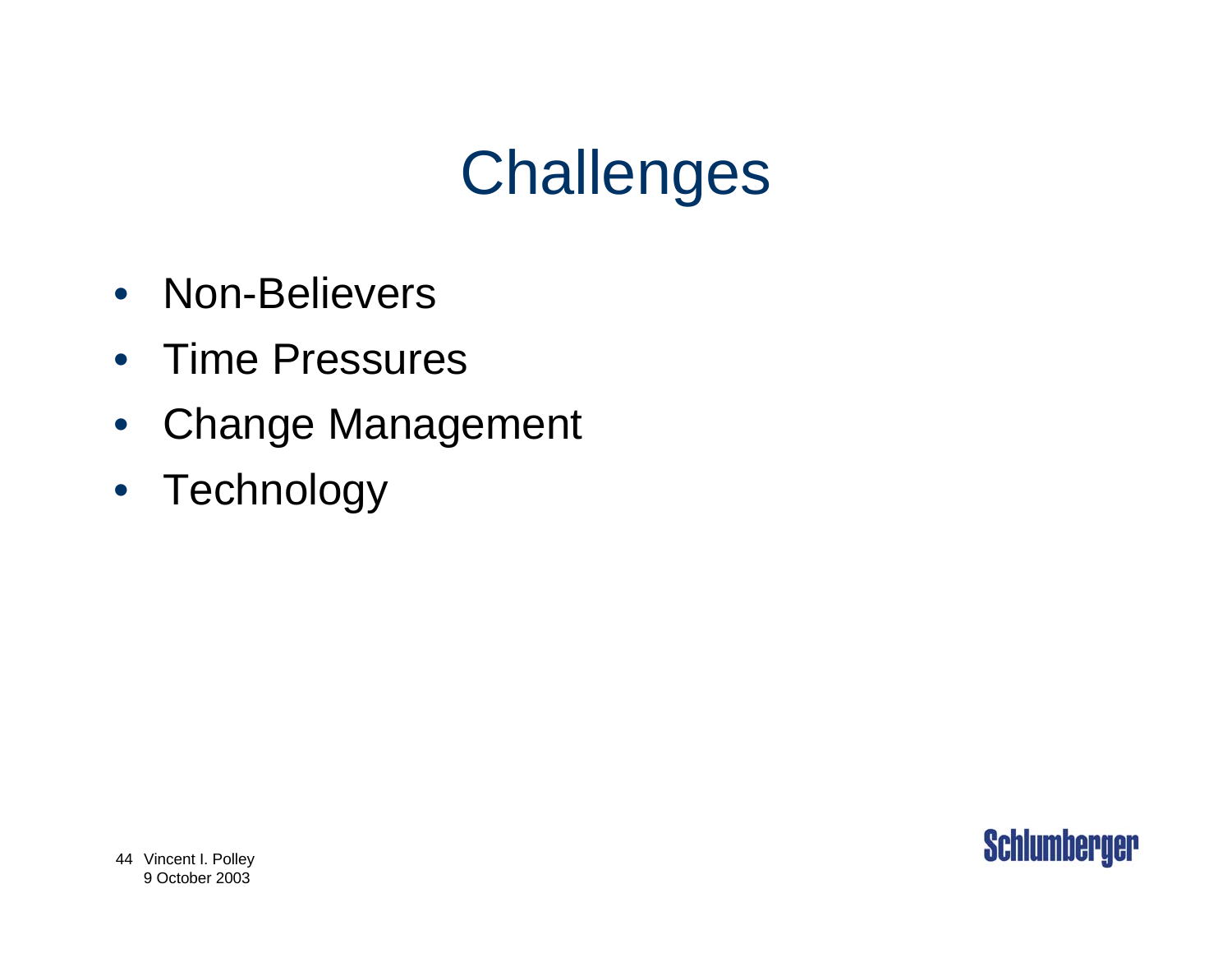# Challenges

- Non-Believers
- Time Pressures
- Change Management
- Technology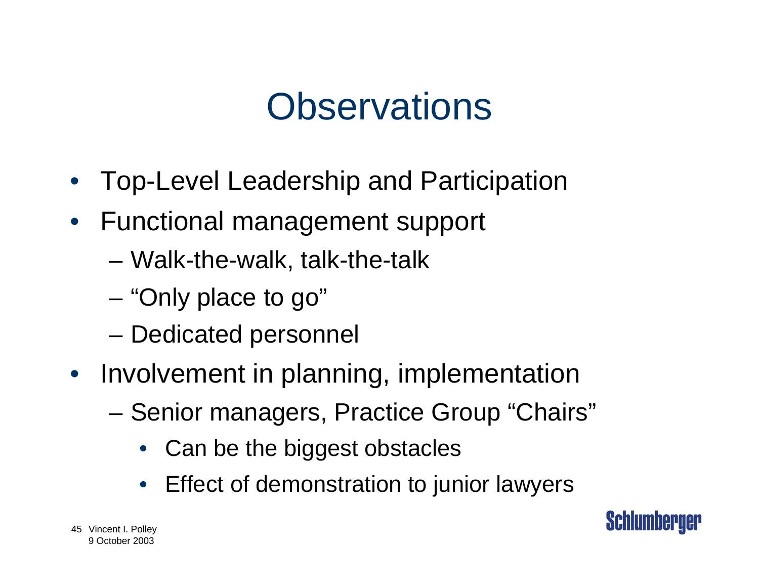# Observations

- Top-Level Leadership and Participation
- Functional management support
  - Walk-the-walk, talk-the-talk
  - "Only place to go"
  - Dedicated personnel
- Involvement in planning, implementation
  - Senior managers, Practice Group "Chairs"
    - Can be the biggest obstacles
    - Effect of demonstration to junior lawyers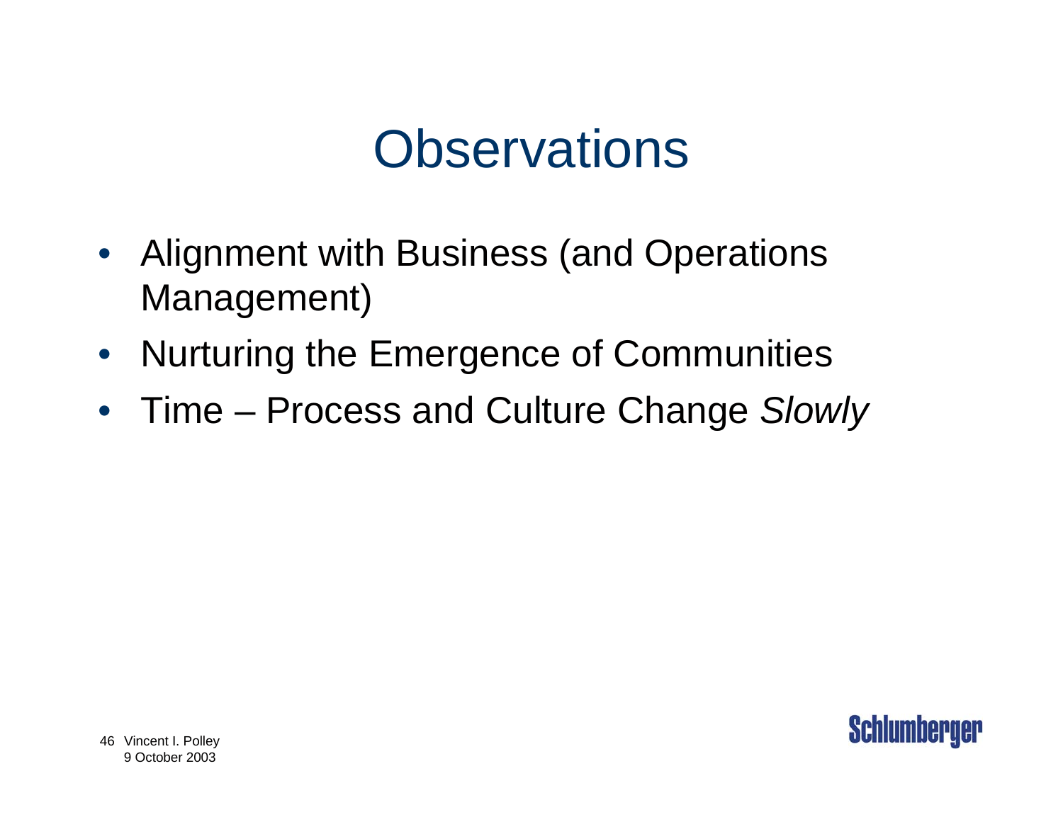# Observations

- Alignment with Business (and Operations Management)
- Nurturing the Emergence of Communities
- Time – Process and Culture Change *Slowly*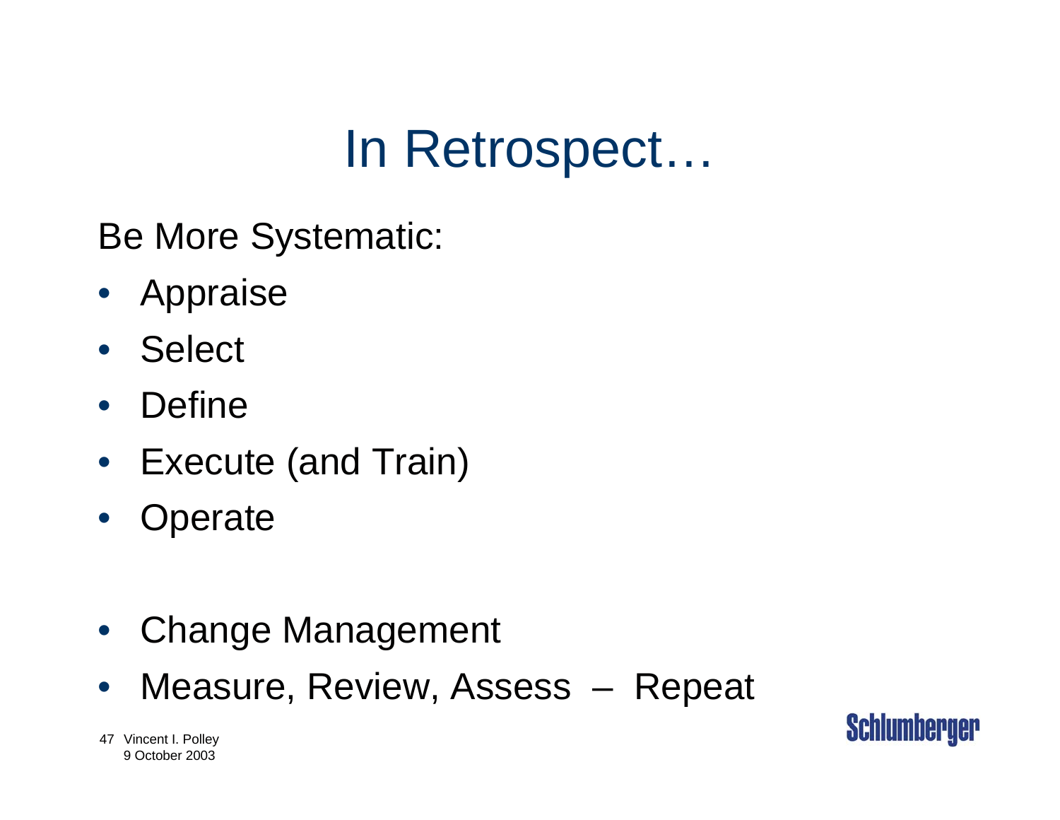# In Retrospect…

Be More Systematic:

- Appraise
- Select
- Define
- Execute (and Train)
- Operate

- Change Management
- Measure, Review, Assess – Repeat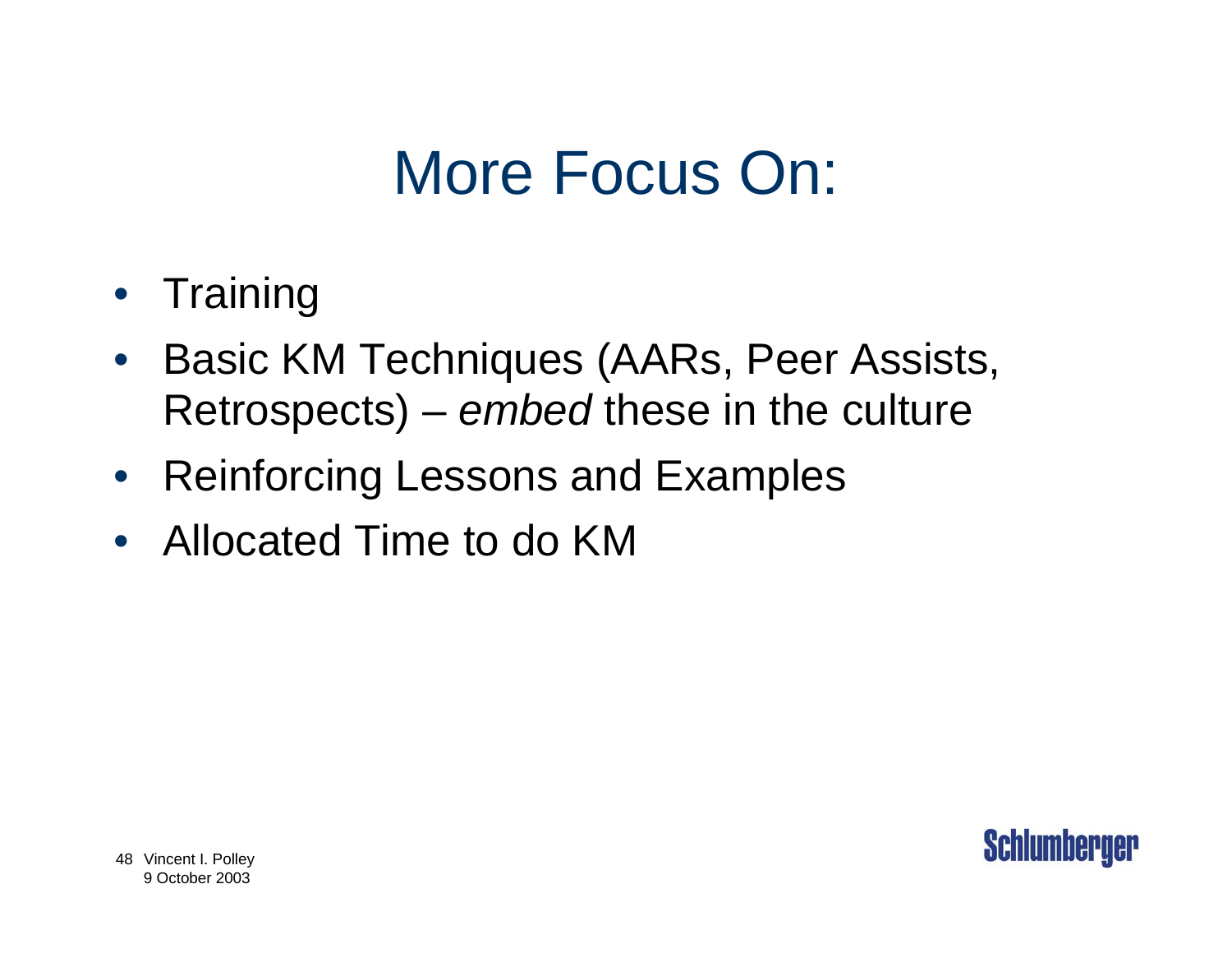# More Focus On:

- Training
- Basic KM Techniques (AARs, Peer Assists, Retrospects) – *embed* these in the culture
- Reinforcing Lessons and Examples
- Allocated Time to do KM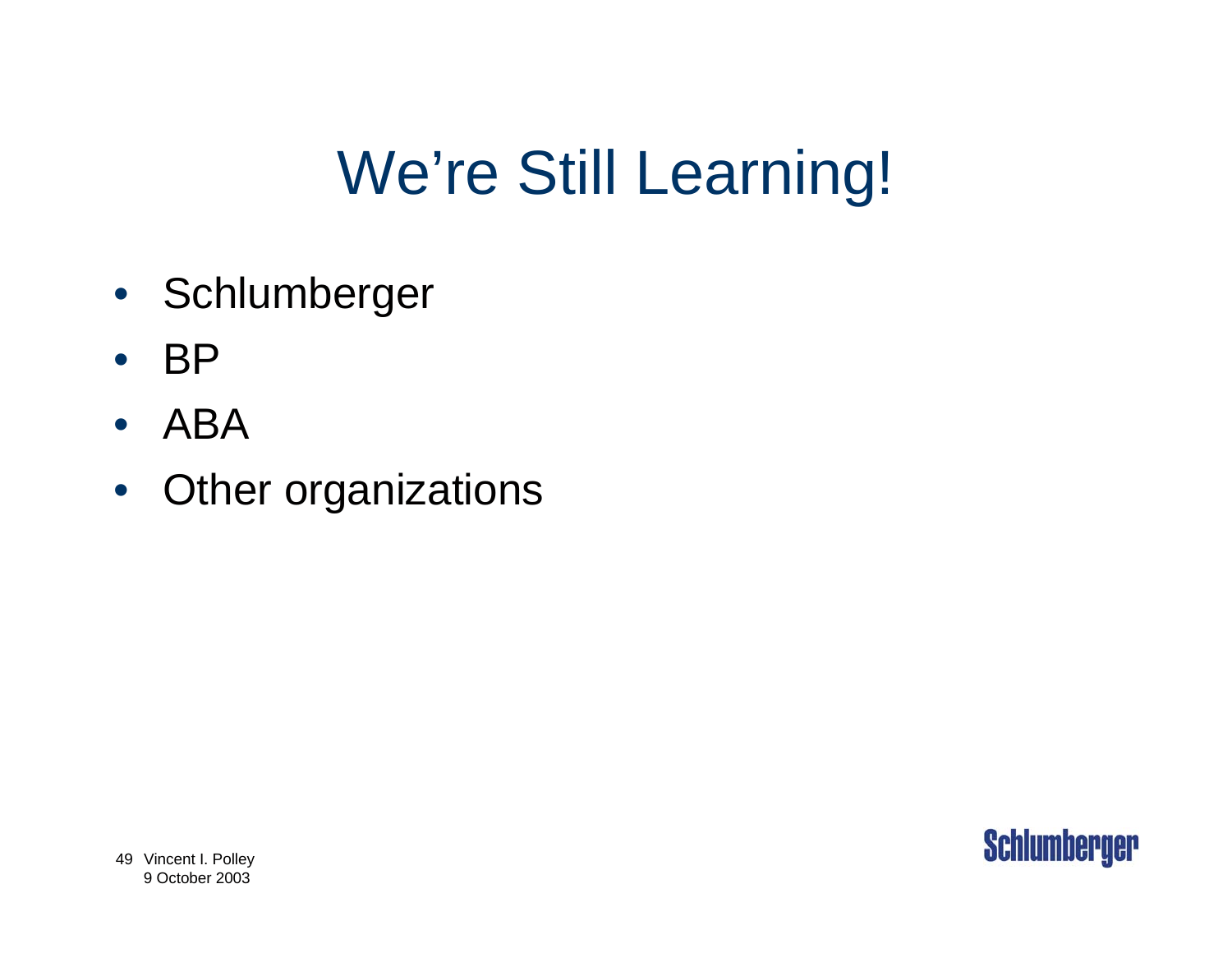# We’re Still Learning!

- Schlumberger
- BP
- ABA
- Other organizations